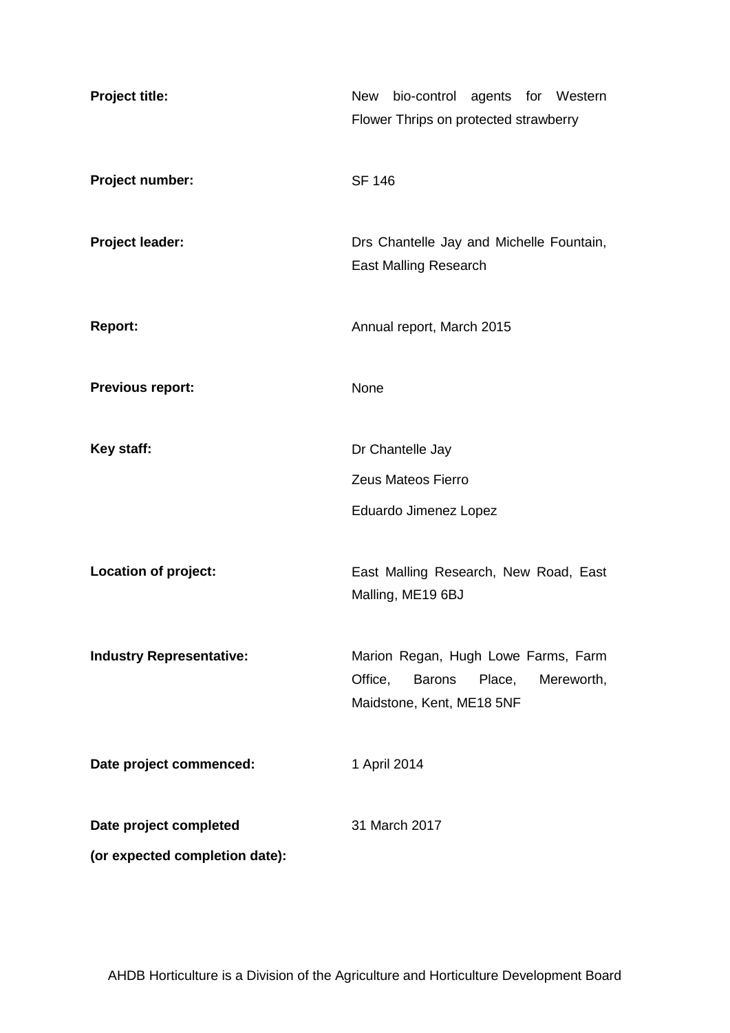| | |
|---|---|
| **Project title:** | New bio-control agents for Western Flower Thrips on protected strawberry |
| **Project number:** | SF 146 |
| **Project leader:** | Drs Chantelle Jay and Michelle Fountain, East Malling Research |
| **Report:** | Annual report, March 2015 |
| **Previous report:** | None |
| **Key staff:** | Dr Chantelle Jay<br>Zeus Mateos Fierro<br>Eduardo Jimenez Lopez |
| **Location of project:** | East Malling Research, New Road, East Malling, ME19 6BJ |
| **Industry Representative:** | Marion Regan, Hugh Lowe Farms, Farm Office, Barons Place, Mereworth, Maidstone, Kent, ME18 5NF |
| **Date project commenced:** | 1 April 2014 |
| **Date project completed (or expected completion date):** | 31 March 2017 |

AHDB Horticulture is a Division of the Agriculture and Horticulture Development Board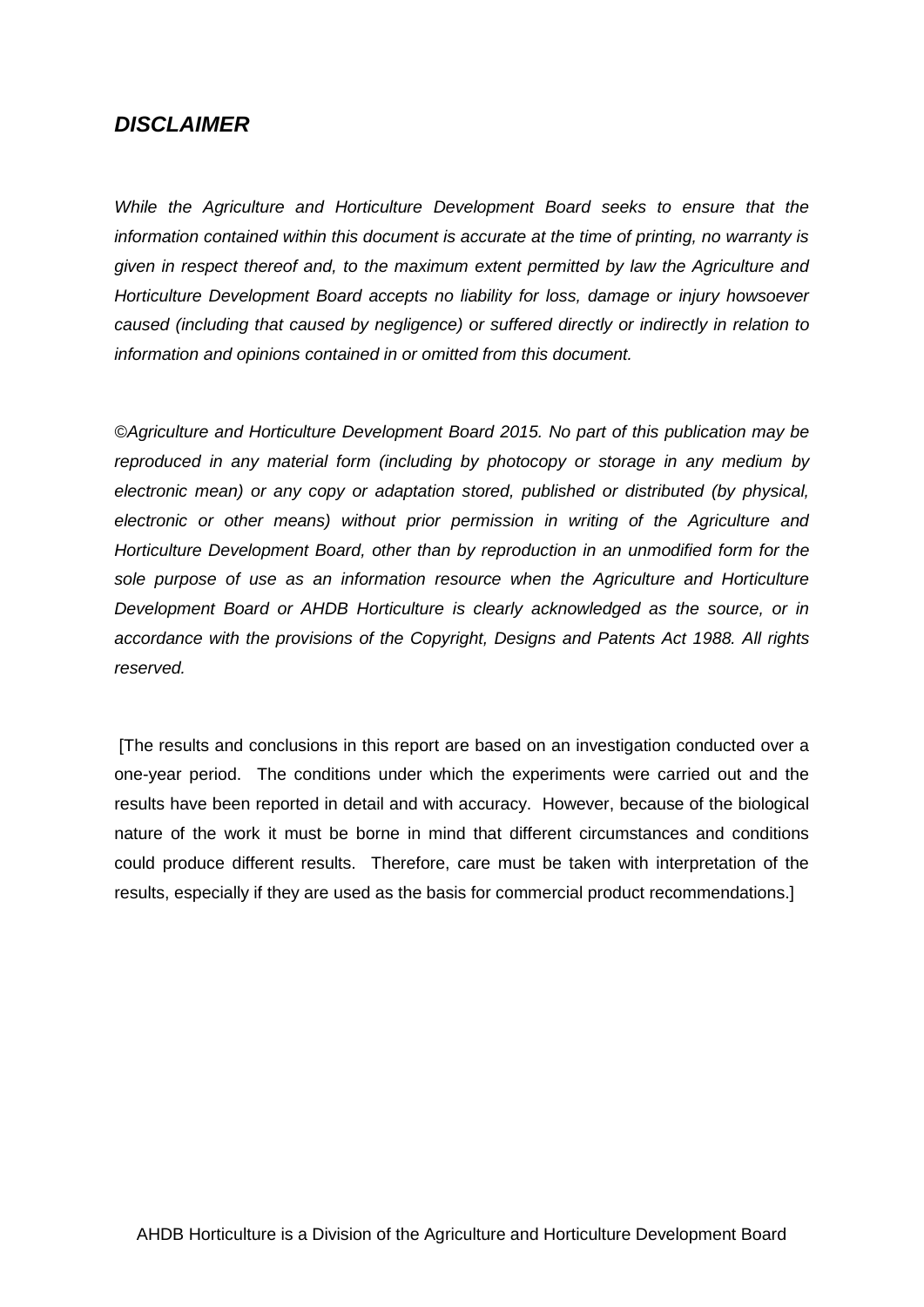## *DISCLAIMER*

*While the Agriculture and Horticulture Development Board seeks to ensure that the information contained within this document is accurate at the time of printing, no warranty is given in respect thereof and, to the maximum extent permitted by law the Agriculture and Horticulture Development Board accepts no liability for loss, damage or injury howsoever caused (including that caused by negligence) or suffered directly or indirectly in relation to information and opinions contained in or omitted from this document.*

*©Agriculture and Horticulture Development Board 2015. No part of this publication may be reproduced in any material form (including by photocopy or storage in any medium by electronic mean) or any copy or adaptation stored, published or distributed (by physical, electronic or other means) without prior permission in writing of the Agriculture and Horticulture Development Board, other than by reproduction in an unmodified form for the sole purpose of use as an information resource when the Agriculture and Horticulture Development Board or AHDB Horticulture is clearly acknowledged as the source, or in accordance with the provisions of the Copyright, Designs and Patents Act 1988. All rights reserved.*

[The results and conclusions in this report are based on an investigation conducted over a one-year period. The conditions under which the experiments were carried out and the results have been reported in detail and with accuracy. However, because of the biological nature of the work it must be borne in mind that different circumstances and conditions could produce different results. Therefore, care must be taken with interpretation of the results, especially if they are used as the basis for commercial product recommendations.]

AHDB Horticulture is a Division of the Agriculture and Horticulture Development Board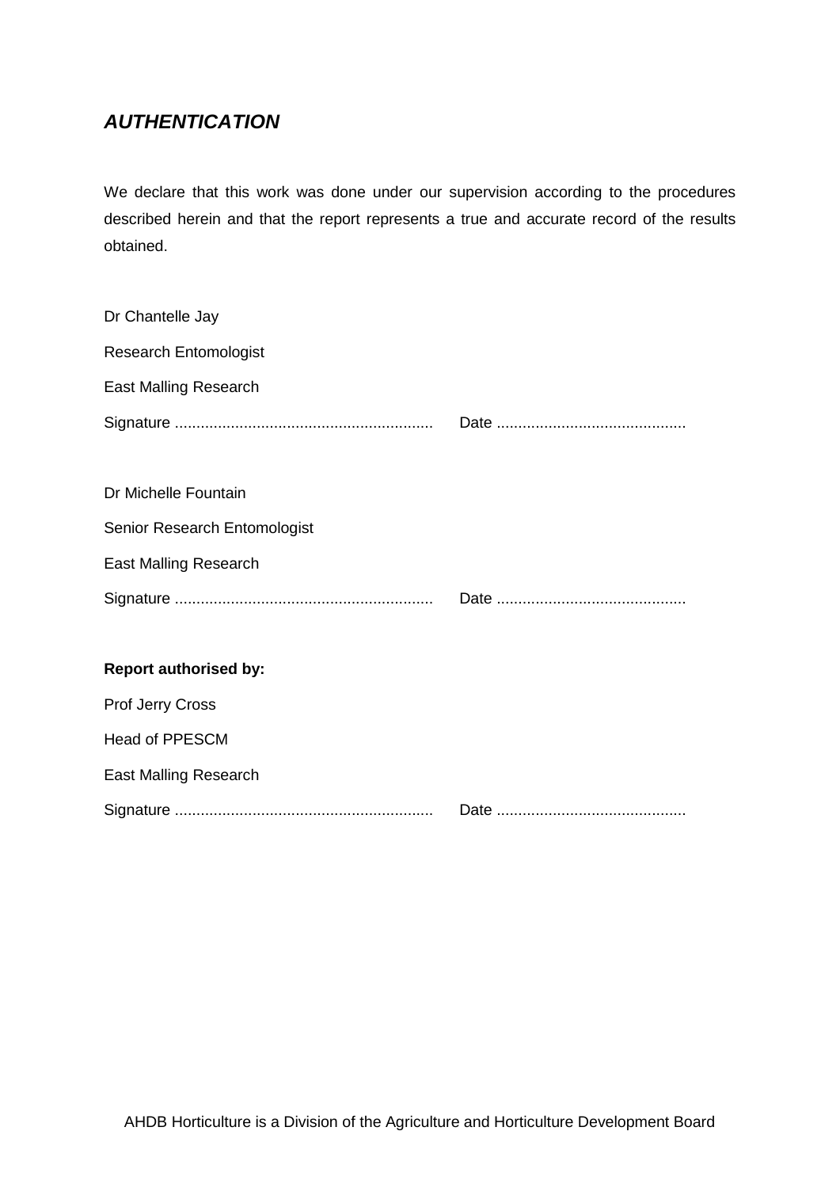## *AUTHENTICATION*

We declare that this work was done under our supervision according to the procedures described herein and that the report represents a true and accurate record of the results obtained.

Dr Chantelle Jay

Research Entomologist

East Malling Research

Signature ............................................................ Date ............................................

Dr Michelle Fountain

Senior Research Entomologist

East Malling Research

Signature ............................................................ Date ............................................

**Report authorised by:**

Prof Jerry Cross

Head of PPESCM

East Malling Research

Signature ............................................................ Date ............................................

AHDB Horticulture is a Division of the Agriculture and Horticulture Development Board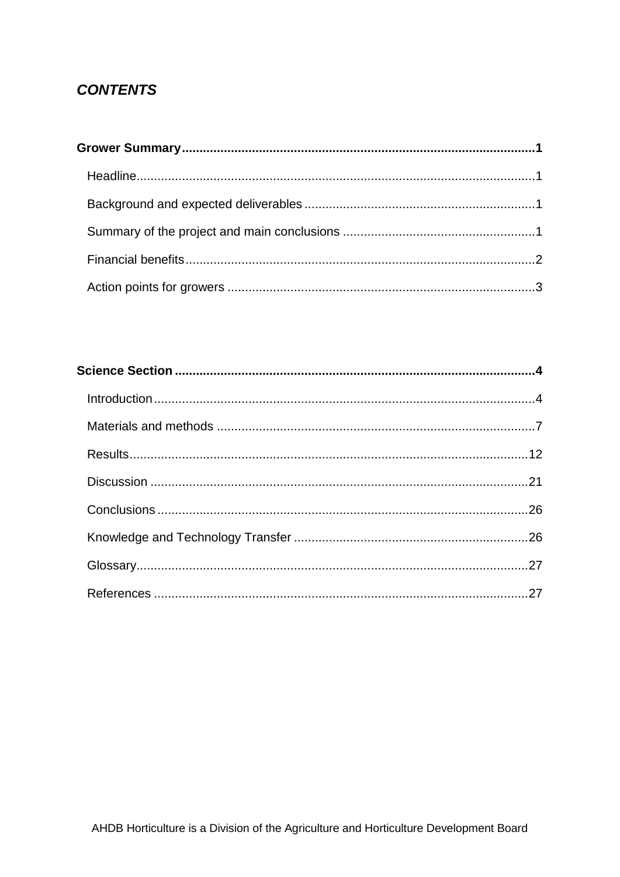## *CONTENTS*

**Grower Summary....1**

- Headline....1
- Background and expected deliverables....1
- Summary of the project and main conclusions....1
- Financial benefits....2
- Action points for growers....3

**Science Section....4**

- Introduction....4
- Materials and methods....7
- Results....12
- Discussion....21
- Conclusions....26
- Knowledge and Technology Transfer....26
- Glossary....27
- References....27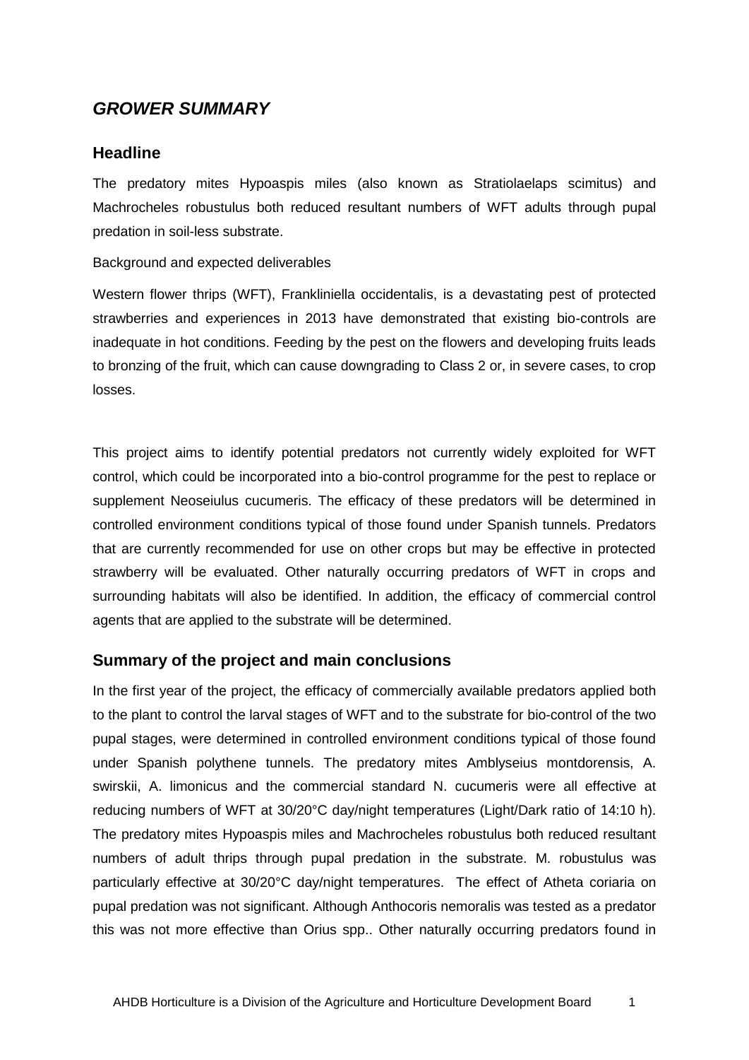## *GROWER SUMMARY*

### Headline

The predatory mites Hypoaspis miles (also known as Stratiolaelaps scimitus) and Machrocheles robustulus both reduced resultant numbers of WFT adults through pupal predation in soil-less substrate.

Background and expected deliverables

Western flower thrips (WFT), Frankliniella occidentalis, is a devastating pest of protected strawberries and experiences in 2013 have demonstrated that existing bio-controls are inadequate in hot conditions. Feeding by the pest on the flowers and developing fruits leads to bronzing of the fruit, which can cause downgrading to Class 2 or, in severe cases, to crop losses.

This project aims to identify potential predators not currently widely exploited for WFT control, which could be incorporated into a bio-control programme for the pest to replace or supplement Neoseiulus cucumeris. The efficacy of these predators will be determined in controlled environment conditions typical of those found under Spanish tunnels. Predators that are currently recommended for use on other crops but may be effective in protected strawberry will be evaluated. Other naturally occurring predators of WFT in crops and surrounding habitats will also be identified. In addition, the efficacy of commercial control agents that are applied to the substrate will be determined.

### Summary of the project and main conclusions

In the first year of the project, the efficacy of commercially available predators applied both to the plant to control the larval stages of WFT and to the substrate for bio-control of the two pupal stages, were determined in controlled environment conditions typical of those found under Spanish polythene tunnels. The predatory mites Amblyseius montdorensis, A. swirskii, A. limonicus and the commercial standard N. cucumeris were all effective at reducing numbers of WFT at 30/20°C day/night temperatures (Light/Dark ratio of 14:10 h). The predatory mites Hypoaspis miles and Machrocheles robustulus both reduced resultant numbers of adult thrips through pupal predation in the substrate. M. robustulus was particularly effective at 30/20°C day/night temperatures. The effect of Atheta coriaria on pupal predation was not significant. Although Anthocoris nemoralis was tested as a predator this was not more effective than Orius spp.. Other naturally occurring predators found in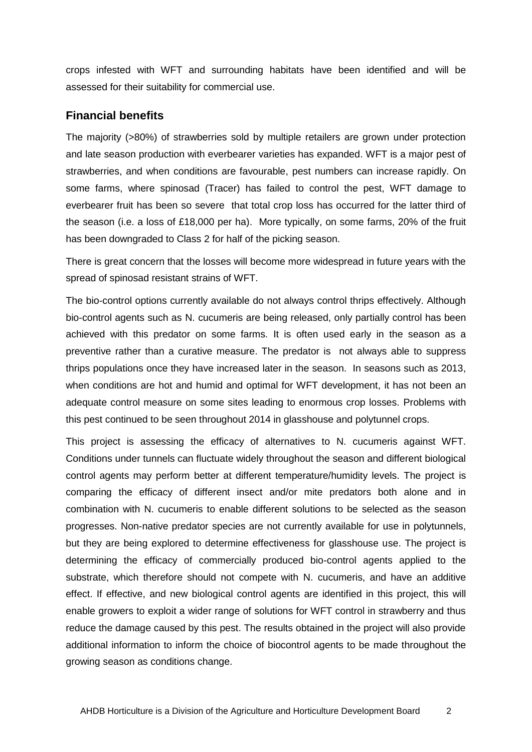crops infested with WFT and surrounding habitats have been identified and will be assessed for their suitability for commercial use.

## Financial benefits

The majority (>80%) of strawberries sold by multiple retailers are grown under protection and late season production with everbearer varieties has expanded. WFT is a major pest of strawberries, and when conditions are favourable, pest numbers can increase rapidly. On some farms, where spinosad (Tracer) has failed to control the pest, WFT damage to everbearer fruit has been so severe that total crop loss has occurred for the latter third of the season (i.e. a loss of £18,000 per ha). More typically, on some farms, 20% of the fruit has been downgraded to Class 2 for half of the picking season.

There is great concern that the losses will become more widespread in future years with the spread of spinosad resistant strains of WFT.

The bio-control options currently available do not always control thrips effectively. Although bio-control agents such as N. cucumeris are being released, only partially control has been achieved with this predator on some farms. It is often used early in the season as a preventive rather than a curative measure. The predator is not always able to suppress thrips populations once they have increased later in the season. In seasons such as 2013, when conditions are hot and humid and optimal for WFT development, it has not been an adequate control measure on some sites leading to enormous crop losses. Problems with this pest continued to be seen throughout 2014 in glasshouse and polytunnel crops.

This project is assessing the efficacy of alternatives to N. cucumeris against WFT. Conditions under tunnels can fluctuate widely throughout the season and different biological control agents may perform better at different temperature/humidity levels. The project is comparing the efficacy of different insect and/or mite predators both alone and in combination with N. cucumeris to enable different solutions to be selected as the season progresses. Non-native predator species are not currently available for use in polytunnels, but they are being explored to determine effectiveness for glasshouse use. The project is determining the efficacy of commercially produced bio-control agents applied to the substrate, which therefore should not compete with N. cucumeris, and have an additive effect. If effective, and new biological control agents are identified in this project, this will enable growers to exploit a wider range of solutions for WFT control in strawberry and thus reduce the damage caused by this pest. The results obtained in the project will also provide additional information to inform the choice of biocontrol agents to be made throughout the growing season as conditions change.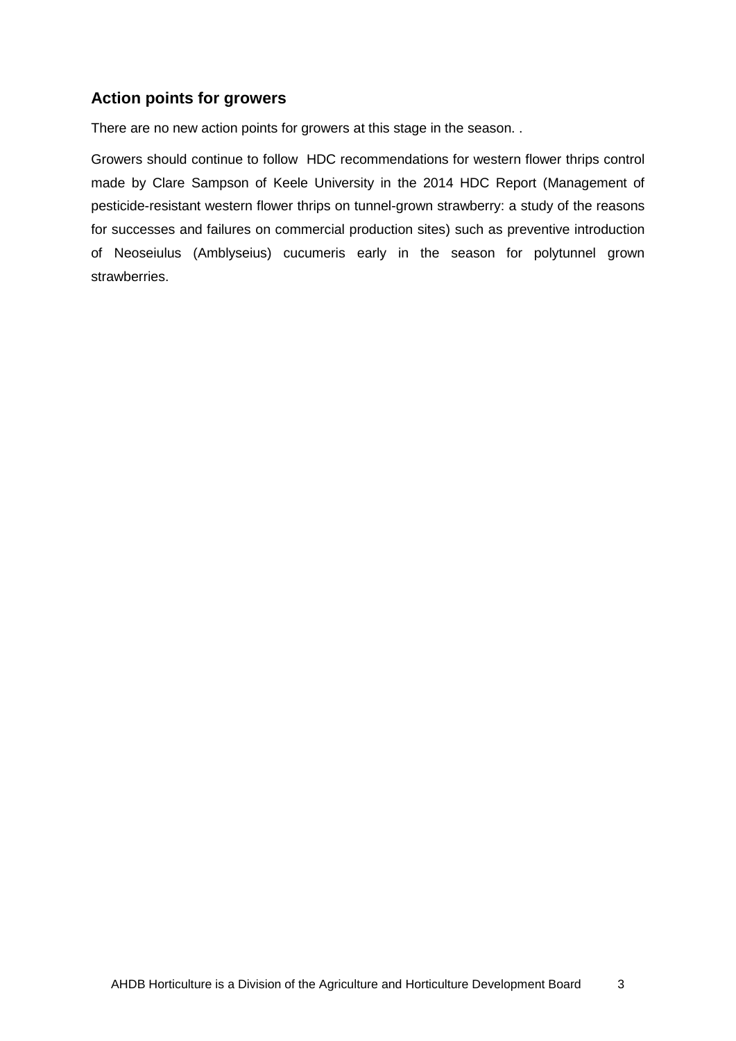## Action points for growers

There are no new action points for growers at this stage in the season. .

Growers should continue to follow HDC recommendations for western flower thrips control made by Clare Sampson of Keele University in the 2014 HDC Report (Management of pesticide-resistant western flower thrips on tunnel-grown strawberry: a study of the reasons for successes and failures on commercial production sites) such as preventive introduction of Neoseiulus (Amblyseius) cucumeris early in the season for polytunnel grown strawberries.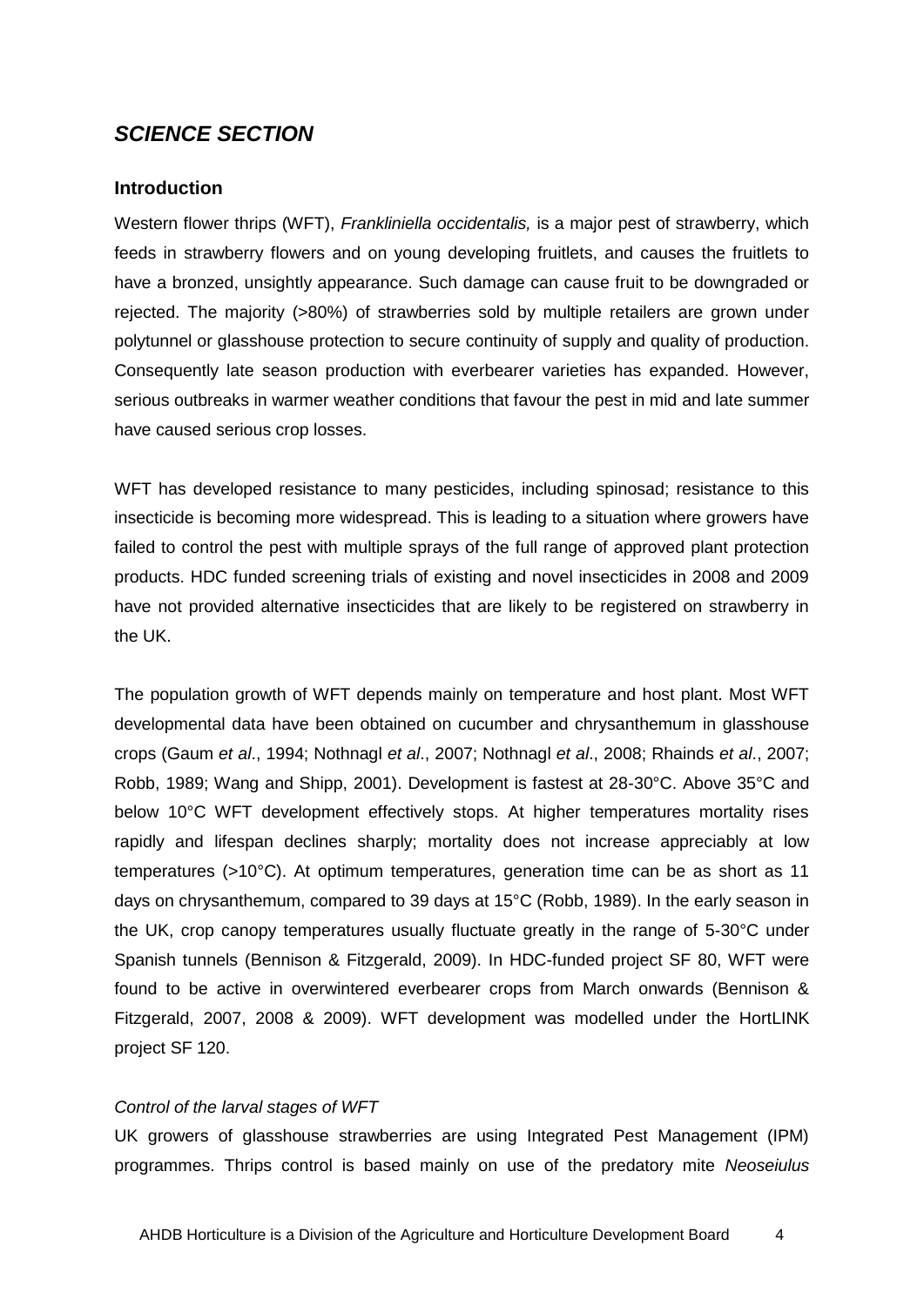## *SCIENCE SECTION*

### Introduction

Western flower thrips (WFT), *Frankliniella occidentalis,* is a major pest of strawberry, which feeds in strawberry flowers and on young developing fruitlets, and causes the fruitlets to have a bronzed, unsightly appearance. Such damage can cause fruit to be downgraded or rejected. The majority (>80%) of strawberries sold by multiple retailers are grown under polytunnel or glasshouse protection to secure continuity of supply and quality of production. Consequently late season production with everbearer varieties has expanded. However, serious outbreaks in warmer weather conditions that favour the pest in mid and late summer have caused serious crop losses.

WFT has developed resistance to many pesticides, including spinosad; resistance to this insecticide is becoming more widespread. This is leading to a situation where growers have failed to control the pest with multiple sprays of the full range of approved plant protection products. HDC funded screening trials of existing and novel insecticides in 2008 and 2009 have not provided alternative insecticides that are likely to be registered on strawberry in the UK.

The population growth of WFT depends mainly on temperature and host plant. Most WFT developmental data have been obtained on cucumber and chrysanthemum in glasshouse crops (Gaum *et al*., 1994; Nothnagl *et al*., 2007; Nothnagl *et al*., 2008; Rhainds *et al*., 2007; Robb, 1989; Wang and Shipp, 2001). Development is fastest at 28-30°C. Above 35°C and below 10°C WFT development effectively stops. At higher temperatures mortality rises rapidly and lifespan declines sharply; mortality does not increase appreciably at low temperatures (>10°C). At optimum temperatures, generation time can be as short as 11 days on chrysanthemum, compared to 39 days at 15°C (Robb, 1989). In the early season in the UK, crop canopy temperatures usually fluctuate greatly in the range of 5-30°C under Spanish tunnels (Bennison & Fitzgerald, 2009). In HDC-funded project SF 80, WFT were found to be active in overwintered everbearer crops from March onwards (Bennison & Fitzgerald, 2007, 2008 & 2009). WFT development was modelled under the HortLINK project SF 120.

*Control of the larval stages of WFT*

UK growers of glasshouse strawberries are using Integrated Pest Management (IPM) programmes. Thrips control is based mainly on use of the predatory mite *Neoseiulus*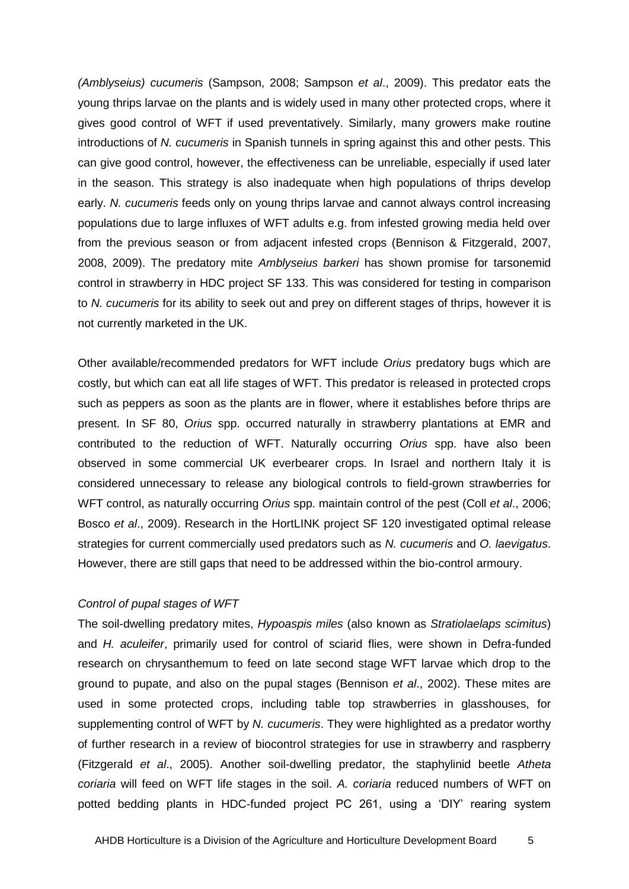*(Amblyseius) cucumeris* (Sampson, 2008; Sampson *et al*., 2009). This predator eats the young thrips larvae on the plants and is widely used in many other protected crops, where it gives good control of WFT if used preventatively. Similarly, many growers make routine introductions of *N. cucumeris* in Spanish tunnels in spring against this and other pests. This can give good control, however, the effectiveness can be unreliable, especially if used later in the season. This strategy is also inadequate when high populations of thrips develop early. *N. cucumeris* feeds only on young thrips larvae and cannot always control increasing populations due to large influxes of WFT adults e.g. from infested growing media held over from the previous season or from adjacent infested crops (Bennison & Fitzgerald, 2007, 2008, 2009). The predatory mite *Amblyseius barkeri* has shown promise for tarsonemid control in strawberry in HDC project SF 133. This was considered for testing in comparison to *N. cucumeris* for its ability to seek out and prey on different stages of thrips, however it is not currently marketed in the UK.

Other available/recommended predators for WFT include *Orius* predatory bugs which are costly, but which can eat all life stages of WFT. This predator is released in protected crops such as peppers as soon as the plants are in flower, where it establishes before thrips are present. In SF 80, *Orius* spp. occurred naturally in strawberry plantations at EMR and contributed to the reduction of WFT. Naturally occurring *Orius* spp. have also been observed in some commercial UK everbearer crops. In Israel and northern Italy it is considered unnecessary to release any biological controls to field-grown strawberries for WFT control, as naturally occurring *Orius* spp. maintain control of the pest (Coll *et al*., 2006; Bosco *et al*., 2009). Research in the HortLINK project SF 120 investigated optimal release strategies for current commercially used predators such as *N. cucumeris* and *O. laevigatus*. However, there are still gaps that need to be addressed within the bio-control armoury.

*Control of pupal stages of WFT*

The soil-dwelling predatory mites, *Hypoaspis miles* (also known as *Stratiolaelaps scimitus*) and *H. aculeifer*, primarily used for control of sciarid flies, were shown in Defra-funded research on chrysanthemum to feed on late second stage WFT larvae which drop to the ground to pupate, and also on the pupal stages (Bennison *et al*., 2002). These mites are used in some protected crops, including table top strawberries in glasshouses, for supplementing control of WFT by *N. cucumeris*. They were highlighted as a predator worthy of further research in a review of biocontrol strategies for use in strawberry and raspberry (Fitzgerald *et al*., 2005). Another soil-dwelling predator, the staphylinid beetle *Atheta coriaria* will feed on WFT life stages in the soil. *A. coriaria* reduced numbers of WFT on potted bedding plants in HDC-funded project PC 261, using a 'DIY' rearing system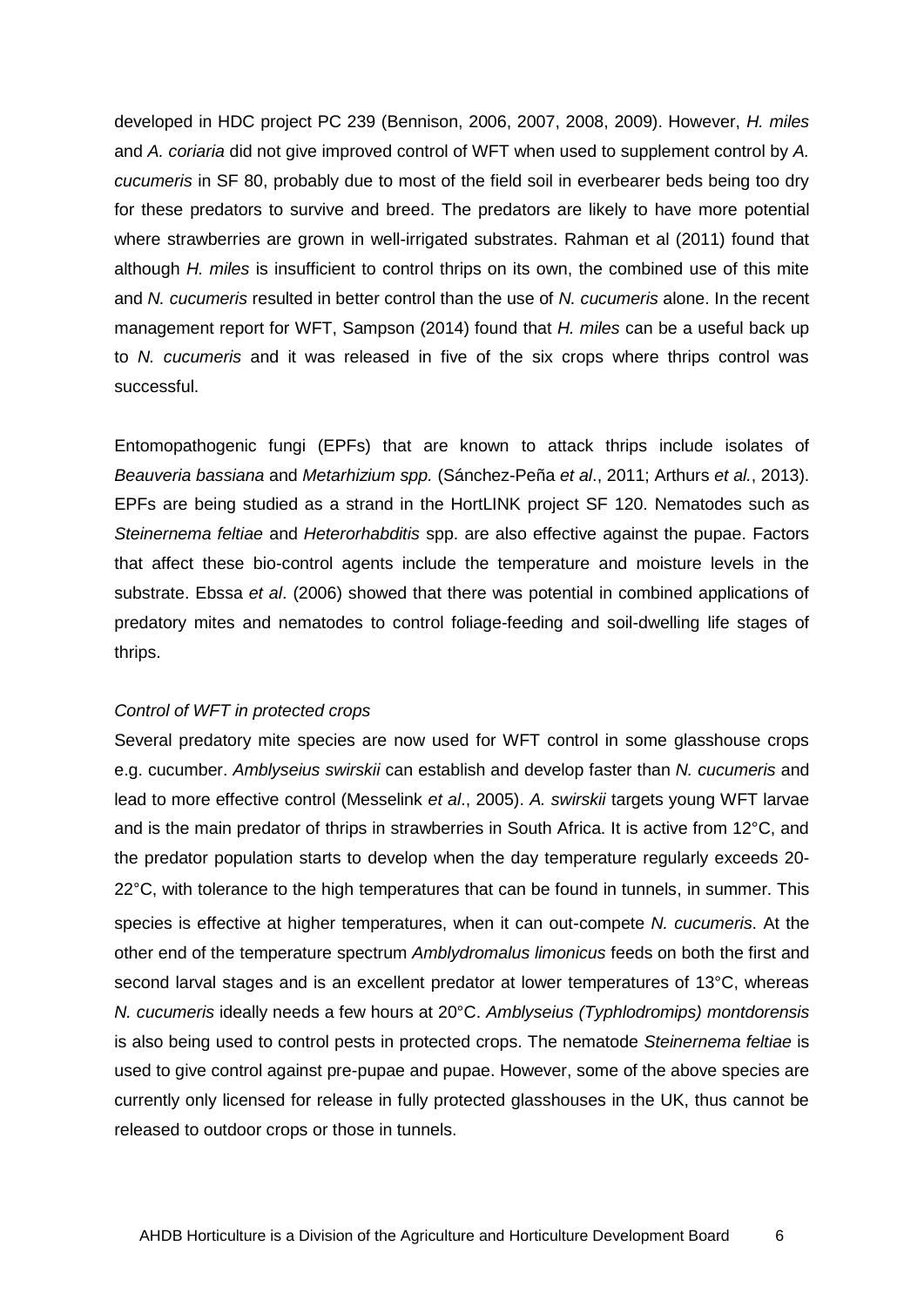developed in HDC project PC 239 (Bennison, 2006, 2007, 2008, 2009). However, *H. miles* and *A. coriaria* did not give improved control of WFT when used to supplement control by *A. cucumeris* in SF 80, probably due to most of the field soil in everbearer beds being too dry for these predators to survive and breed. The predators are likely to have more potential where strawberries are grown in well-irrigated substrates. Rahman et al (2011) found that although *H. miles* is insufficient to control thrips on its own, the combined use of this mite and *N. cucumeris* resulted in better control than the use of *N. cucumeris* alone. In the recent management report for WFT, Sampson (2014) found that *H. miles* can be a useful back up to *N. cucumeris* and it was released in five of the six crops where thrips control was successful.

Entomopathogenic fungi (EPFs) that are known to attack thrips include isolates of *Beauveria bassiana* and *Metarhizium spp.* (Sánchez-Peña *et al*., 2011; Arthurs *et al.*, 2013). EPFs are being studied as a strand in the HortLINK project SF 120. Nematodes such as *Steinernema feltiae* and *Heterorhabditis* spp. are also effective against the pupae. Factors that affect these bio-control agents include the temperature and moisture levels in the substrate. Ebssa *et al*. (2006) showed that there was potential in combined applications of predatory mites and nematodes to control foliage-feeding and soil-dwelling life stages of thrips.

*Control of WFT in protected crops*

Several predatory mite species are now used for WFT control in some glasshouse crops e.g. cucumber. *Amblyseius swirskii* can establish and develop faster than *N. cucumeris* and lead to more effective control (Messelink *et al*., 2005). *A. swirskii* targets young WFT larvae and is the main predator of thrips in strawberries in South Africa. It is active from 12°C, and the predator population starts to develop when the day temperature regularly exceeds 20-22°C, with tolerance to the high temperatures that can be found in tunnels, in summer. This species is effective at higher temperatures, when it can out-compete *N. cucumeris*. At the other end of the temperature spectrum *Amblydromalus limonicus* feeds on both the first and second larval stages and is an excellent predator at lower temperatures of 13°C, whereas *N. cucumeris* ideally needs a few hours at 20°C. *Amblyseius (Typhlodromips) montdorensis* is also being used to control pests in protected crops. The nematode *Steinernema feltiae* is used to give control against pre-pupae and pupae. However, some of the above species are currently only licensed for release in fully protected glasshouses in the UK, thus cannot be released to outdoor crops or those in tunnels.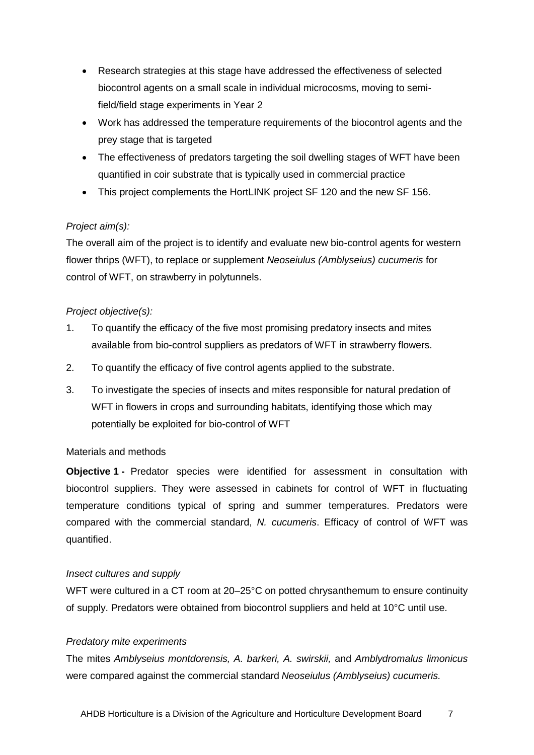- Research strategies at this stage have addressed the effectiveness of selected biocontrol agents on a small scale in individual microcosms, moving to semi-field/field stage experiments in Year 2
- Work has addressed the temperature requirements of the biocontrol agents and the prey stage that is targeted
- The effectiveness of predators targeting the soil dwelling stages of WFT have been quantified in coir substrate that is typically used in commercial practice
- This project complements the HortLINK project SF 120 and the new SF 156.

*Project aim(s):*

The overall aim of the project is to identify and evaluate new bio-control agents for western flower thrips (WFT), to replace or supplement *Neoseiulus (Amblyseius) cucumeris* for control of WFT, on strawberry in polytunnels.

*Project objective(s):*

1. To quantify the efficacy of the five most promising predatory insects and mites available from bio-control suppliers as predators of WFT in strawberry flowers.
2. To quantify the efficacy of five control agents applied to the substrate.
3. To investigate the species of insects and mites responsible for natural predation of WFT in flowers in crops and surrounding habitats, identifying those which may potentially be exploited for bio-control of WFT

Materials and methods

**Objective 1 -** Predator species were identified for assessment in consultation with biocontrol suppliers. They were assessed in cabinets for control of WFT in fluctuating temperature conditions typical of spring and summer temperatures. Predators were compared with the commercial standard, *N. cucumeris*. Efficacy of control of WFT was quantified.

*Insect cultures and supply*

WFT were cultured in a CT room at 20–25°C on potted chrysanthemum to ensure continuity of supply. Predators were obtained from biocontrol suppliers and held at 10°C until use.

*Predatory mite experiments*

The mites *Amblyseius montdorensis, A. barkeri, A. swirskii,* and *Amblydromalus limonicus* were compared against the commercial standard *Neoseiulus (Amblyseius) cucumeris.*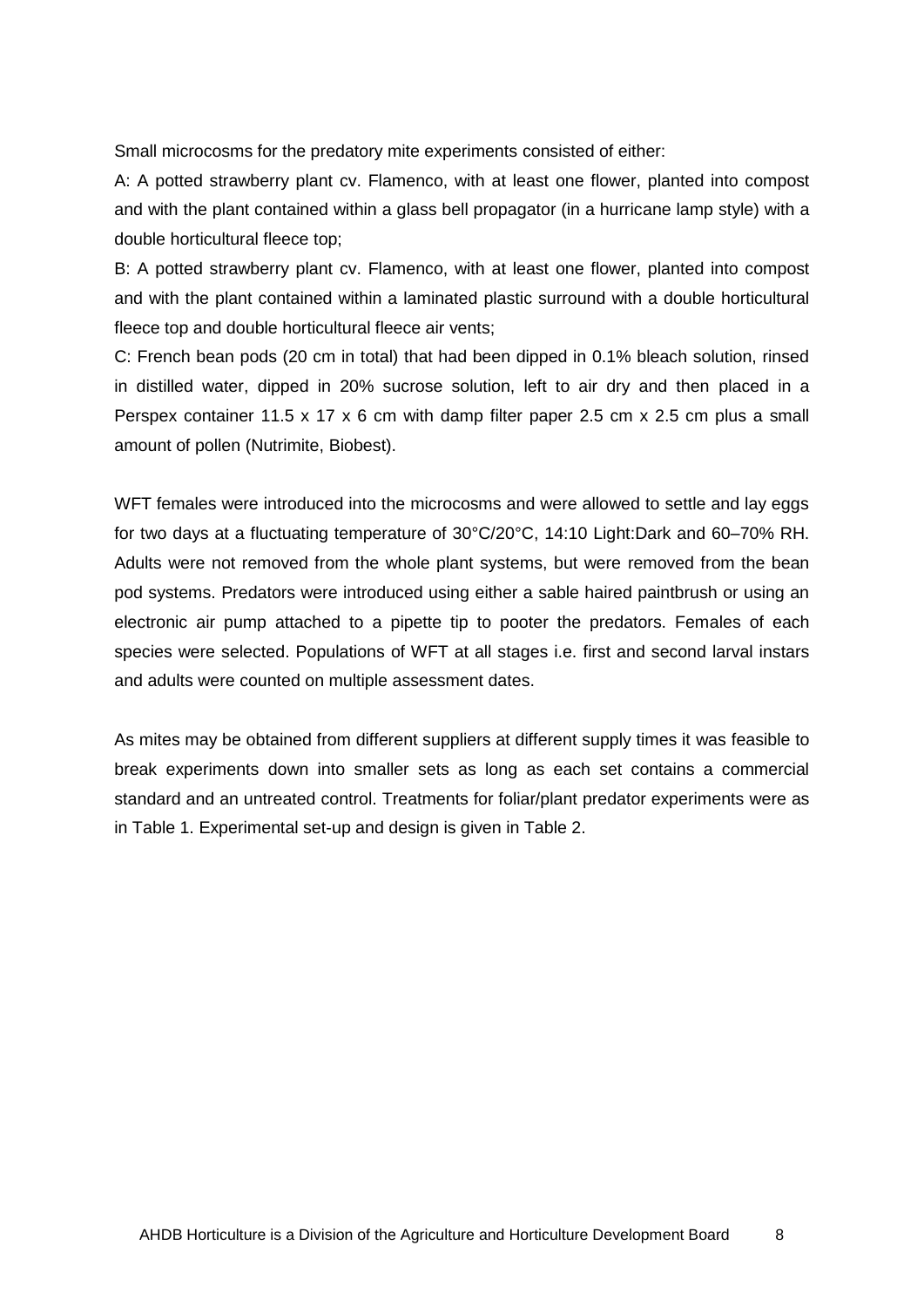Small microcosms for the predatory mite experiments consisted of either:

A: A potted strawberry plant cv. Flamenco, with at least one flower, planted into compost and with the plant contained within a glass bell propagator (in a hurricane lamp style) with a double horticultural fleece top;

B: A potted strawberry plant cv. Flamenco, with at least one flower, planted into compost and with the plant contained within a laminated plastic surround with a double horticultural fleece top and double horticultural fleece air vents;

C: French bean pods (20 cm in total) that had been dipped in 0.1% bleach solution, rinsed in distilled water, dipped in 20% sucrose solution, left to air dry and then placed in a Perspex container 11.5 x 17 x 6 cm with damp filter paper 2.5 cm x 2.5 cm plus a small amount of pollen (Nutrimite, Biobest).

WFT females were introduced into the microcosms and were allowed to settle and lay eggs for two days at a fluctuating temperature of 30°C/20°C, 14:10 Light:Dark and 60–70% RH. Adults were not removed from the whole plant systems, but were removed from the bean pod systems. Predators were introduced using either a sable haired paintbrush or using an electronic air pump attached to a pipette tip to pooter the predators. Females of each species were selected. Populations of WFT at all stages i.e. first and second larval instars and adults were counted on multiple assessment dates.

As mites may be obtained from different suppliers at different supply times it was feasible to break experiments down into smaller sets as long as each set contains a commercial standard and an untreated control. Treatments for foliar/plant predator experiments were as in Table 1. Experimental set-up and design is given in Table 2.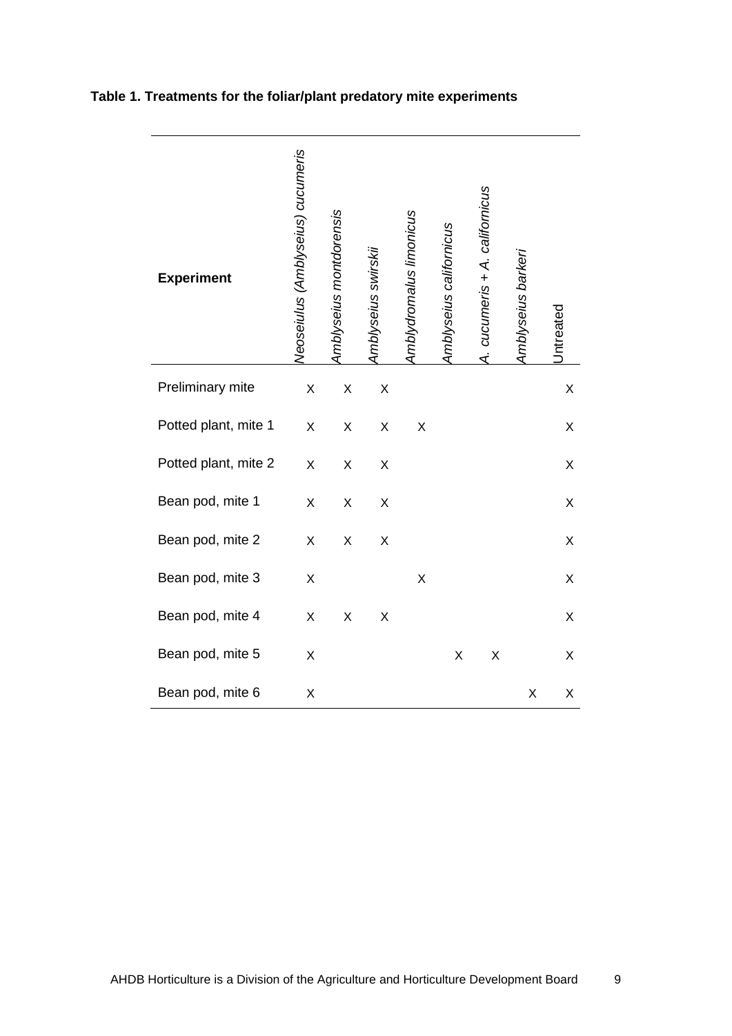**Table 1. Treatments for the foliar/plant predatory mite experiments**

| Experiment | *Neoseiulus (Amblyseius) cucumeris* | *Amblyseius montdorensis* | *Amblyseius swirskii* | *Amblydromalus limonicus* | *Amblyseius californicus* | *A. cucumeris + A. californicus* | *Amblyseius barkeri* | Untreated |
|---|---|---|---|---|---|---|---|---|
| Preliminary mite | X | X | X | | | | | X |
| Potted plant, mite 1 | X | X | X | X | | | | X |
| Potted plant, mite 2 | X | X | X | | | | | X |
| Bean pod, mite 1 | X | X | X | | | | | X |
| Bean pod, mite 2 | X | X | X | | | | | X |
| Bean pod, mite 3 | X | | | X | | | | X |
| Bean pod, mite 4 | X | X | X | | | | | X |
| Bean pod, mite 5 | X | | | | X | X | | X |
| Bean pod, mite 6 | X | | | | | | X | X |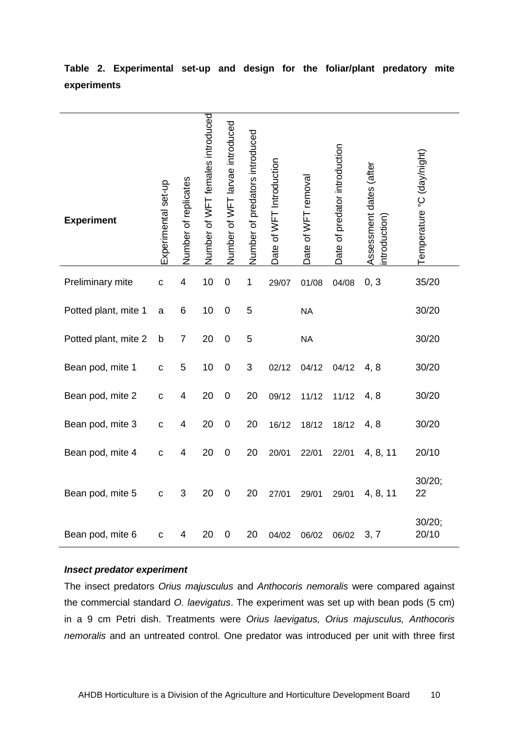**Table 2. Experimental set-up and design for the foliar/plant predatory mite experiments**

| Experiment | Experimental set-up | Number of replicates | Number of WFT females introduced | Number of WFT larvae introduced | Number of predators introduced | Date of WFT Introduction | Date of WFT removal | Date of predator introduction | Assessment dates (after introduction) | Temperature °C (day/night) |
|---|---|---|---|---|---|---|---|---|---|---|
| Preliminary mite | c | 4 | 10 | 0 | 1 | 29/07 | 01/08 | 04/08 | 0, 3 | 35/20 |
| Potted plant, mite 1 | a | 6 | 10 | 0 | 5 | | NA | | | 30/20 |
| Potted plant, mite 2 | b | 7 | 20 | 0 | 5 | | NA | | | 30/20 |
| Bean pod, mite 1 | c | 5 | 10 | 0 | 3 | 02/12 | 04/12 | 04/12 | 4, 8 | 30/20 |
| Bean pod, mite 2 | c | 4 | 20 | 0 | 20 | 09/12 | 11/12 | 11/12 | 4, 8 | 30/20 |
| Bean pod, mite 3 | c | 4 | 20 | 0 | 20 | 16/12 | 18/12 | 18/12 | 4, 8 | 30/20 |
| Bean pod, mite 4 | c | 4 | 20 | 0 | 20 | 20/01 | 22/01 | 22/01 | 4, 8, 11 | 20/10 |
| Bean pod, mite 5 | c | 3 | 20 | 0 | 20 | 27/01 | 29/01 | 29/01 | 4, 8, 11 | 30/20; 22 |
| Bean pod, mite 6 | c | 4 | 20 | 0 | 20 | 04/02 | 06/02 | 06/02 | 3, 7 | 30/20; 20/10 |

***Insect predator experiment***

The insect predators *Orius majusculus* and *Anthocoris nemoralis* were compared against the commercial standard *O. laevigatus*. The experiment was set up with bean pods (5 cm) in a 9 cm Petri dish. Treatments were *Orius laevigatus, Orius majusculus, Anthocoris nemoralis* and an untreated control. One predator was introduced per unit with three first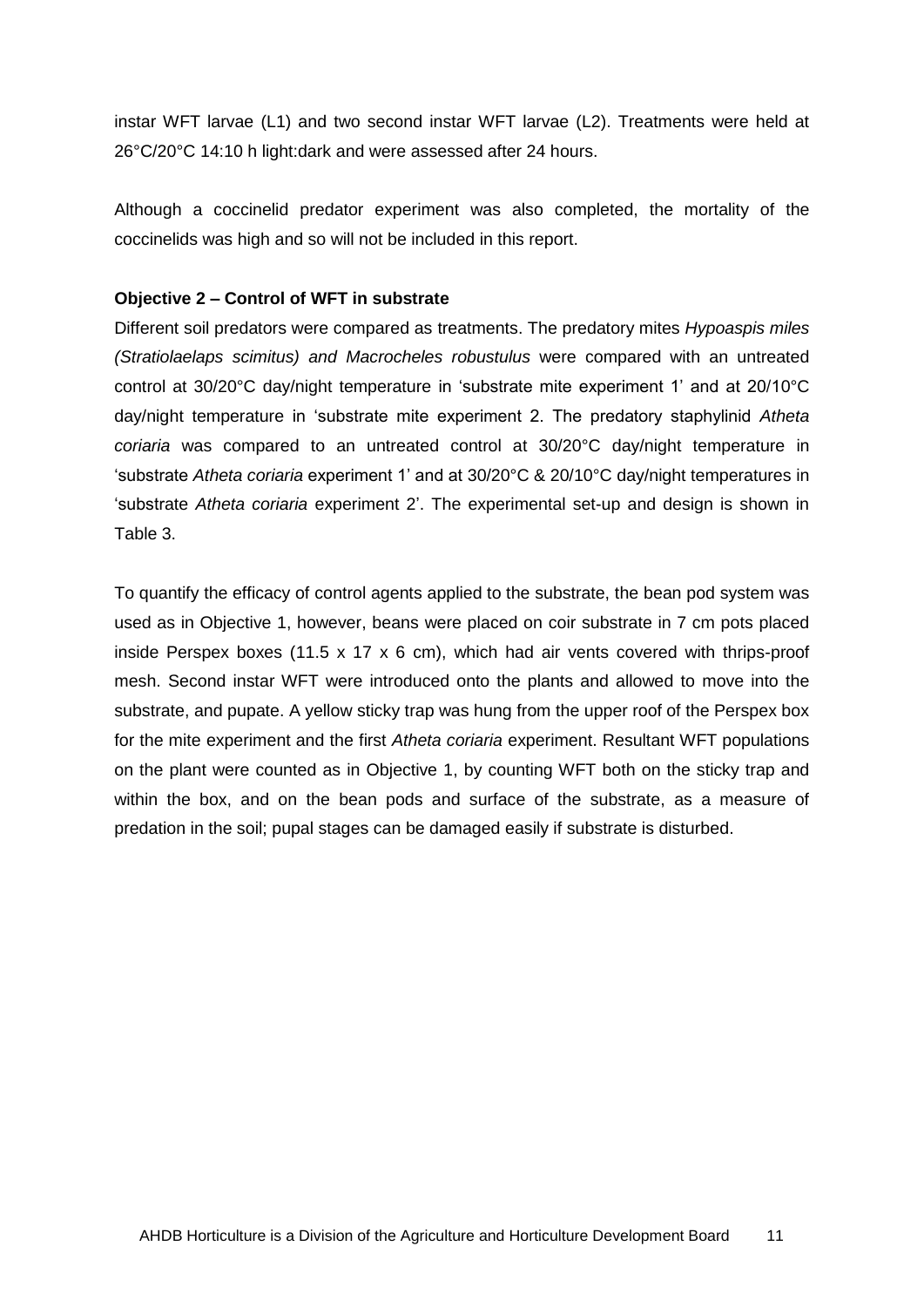instar WFT larvae (L1) and two second instar WFT larvae (L2). Treatments were held at 26°C/20°C 14:10 h light:dark and were assessed after 24 hours.

Although a coccinelid predator experiment was also completed, the mortality of the coccinelids was high and so will not be included in this report.

**Objective 2 – Control of WFT in substrate**

Different soil predators were compared as treatments. The predatory mites *Hypoaspis miles (Stratiolaelaps scimitus) and Macrocheles robustulus* were compared with an untreated control at 30/20°C day/night temperature in 'substrate mite experiment 1' and at 20/10°C day/night temperature in 'substrate mite experiment 2. The predatory staphylinid *Atheta coriaria* was compared to an untreated control at 30/20°C day/night temperature in 'substrate *Atheta coriaria* experiment 1' and at 30/20°C & 20/10°C day/night temperatures in 'substrate *Atheta coriaria* experiment 2'. The experimental set-up and design is shown in Table 3.

To quantify the efficacy of control agents applied to the substrate, the bean pod system was used as in Objective 1, however, beans were placed on coir substrate in 7 cm pots placed inside Perspex boxes (11.5 x 17 x 6 cm), which had air vents covered with thrips-proof mesh. Second instar WFT were introduced onto the plants and allowed to move into the substrate, and pupate. A yellow sticky trap was hung from the upper roof of the Perspex box for the mite experiment and the first *Atheta coriaria* experiment. Resultant WFT populations on the plant were counted as in Objective 1, by counting WFT both on the sticky trap and within the box, and on the bean pods and surface of the substrate, as a measure of predation in the soil; pupal stages can be damaged easily if substrate is disturbed.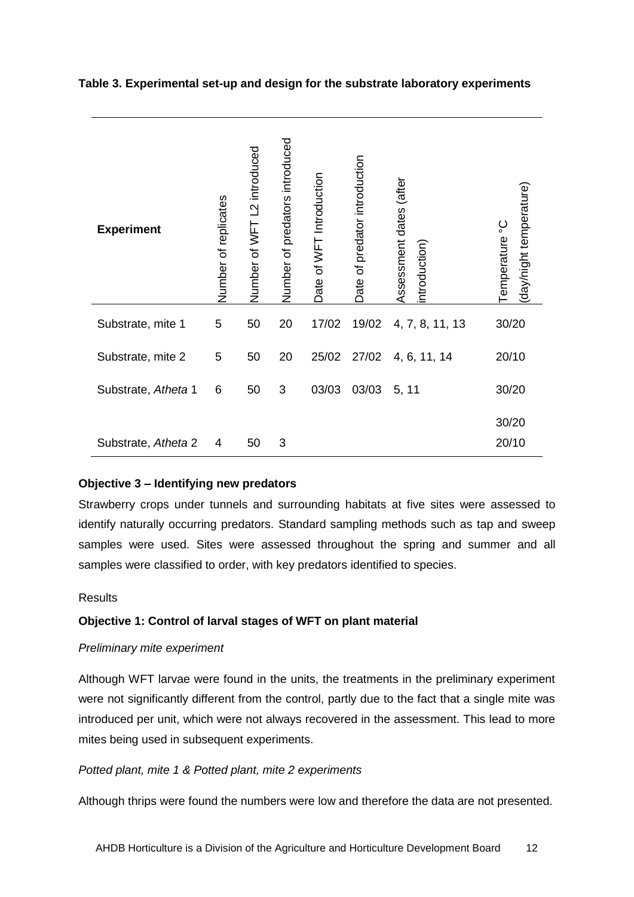**Table 3. Experimental set-up and design for the substrate laboratory experiments**

| **Experiment** | Number of replicates | Number of WFT L2 introduced | Number of predators introduced | Date of WFT Introduction | Date of predator introduction | Assessment dates (after introduction) | Temperature °C (day/night temperature) |
|---|---|---|---|---|---|---|---|
| Substrate, mite 1 | 5 | 50 | 20 | 17/02 | 19/02 | 4, 7, 8, 11, 13 | 30/20 |
| Substrate, mite 2 | 5 | 50 | 20 | 25/02 | 27/02 | 4, 6, 11, 14 | 20/10 |
| Substrate, *Atheta* 1 | 6 | 50 | 3 | 03/03 | 03/03 | 5, 11 | 30/20 |
| Substrate, *Atheta* 2 | 4 | 50 | 3 | | | | 30/20<br>20/10 |

**Objective 3 – Identifying new predators**

Strawberry crops under tunnels and surrounding habitats at five sites were assessed to identify naturally occurring predators. Standard sampling methods such as tap and sweep samples were used. Sites were assessed throughout the spring and summer and all samples were classified to order, with key predators identified to species.

Results

**Objective 1: Control of larval stages of WFT on plant material**

*Preliminary mite experiment*

Although WFT larvae were found in the units, the treatments in the preliminary experiment were not significantly different from the control, partly due to the fact that a single mite was introduced per unit, which were not always recovered in the assessment. This lead to more mites being used in subsequent experiments.

*Potted plant, mite 1 & Potted plant, mite 2 experiments*

Although thrips were found the numbers were low and therefore the data are not presented.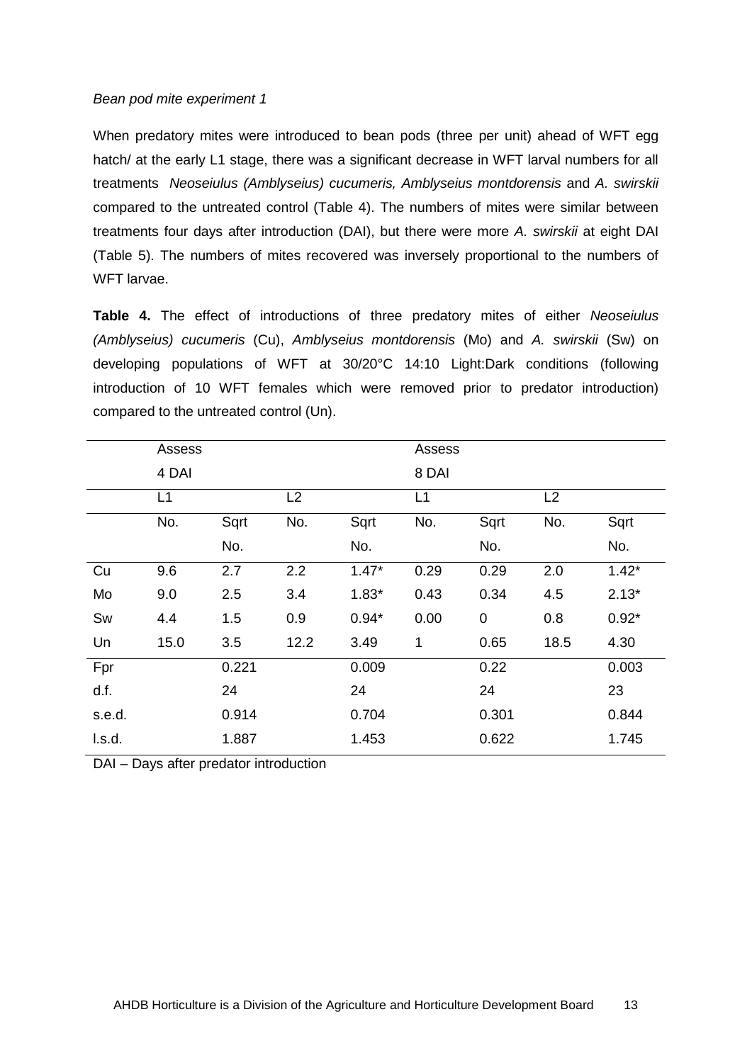*Bean pod mite experiment 1*

When predatory mites were introduced to bean pods (three per unit) ahead of WFT egg hatch/ at the early L1 stage, there was a significant decrease in WFT larval numbers for all treatments *Neoseiulus (Amblyseius) cucumeris, Amblyseius montdorensis* and *A. swirskii* compared to the untreated control (Table 4). The numbers of mites were similar between treatments four days after introduction (DAI), but there were more *A. swirskii* at eight DAI (Table 5). The numbers of mites recovered was inversely proportional to the numbers of WFT larvae.

**Table 4.** The effect of introductions of three predatory mites of either *Neoseiulus (Amblyseius) cucumeris* (Cu), *Amblyseius montdorensis* (Mo) and *A. swirskii* (Sw) on developing populations of WFT at 30/20°C 14:10 Light:Dark conditions (following introduction of 10 WFT females which were removed prior to predator introduction) compared to the untreated control (Un).

| | Assess 4 DAI | | | | Assess 8 DAI | | | |
|---|---|---|---|---|---|---|---|---|
| | L1 | | L2 | | L1 | | L2 | |
| | No. | Sqrt No. | No. | Sqrt No. | No. | Sqrt No. | No. | Sqrt No. |
| Cu | 9.6 | 2.7 | 2.2 | 1.47* | 0.29 | 0.29 | 2.0 | 1.42* |
| Mo | 9.0 | 2.5 | 3.4 | 1.83* | 0.43 | 0.34 | 4.5 | 2.13* |
| Sw | 4.4 | 1.5 | 0.9 | 0.94* | 0.00 | 0 | 0.8 | 0.92* |
| Un | 15.0 | 3.5 | 12.2 | 3.49 | 1 | 0.65 | 18.5 | 4.30 |
| Fpr | | 0.221 | | 0.009 | | 0.22 | | 0.003 |
| d.f. | | 24 | | 24 | | 24 | | 23 |
| s.e.d. | | 0.914 | | 0.704 | | 0.301 | | 0.844 |
| l.s.d. | | 1.887 | | 1.453 | | 0.622 | | 1.745 |

DAI – Days after predator introduction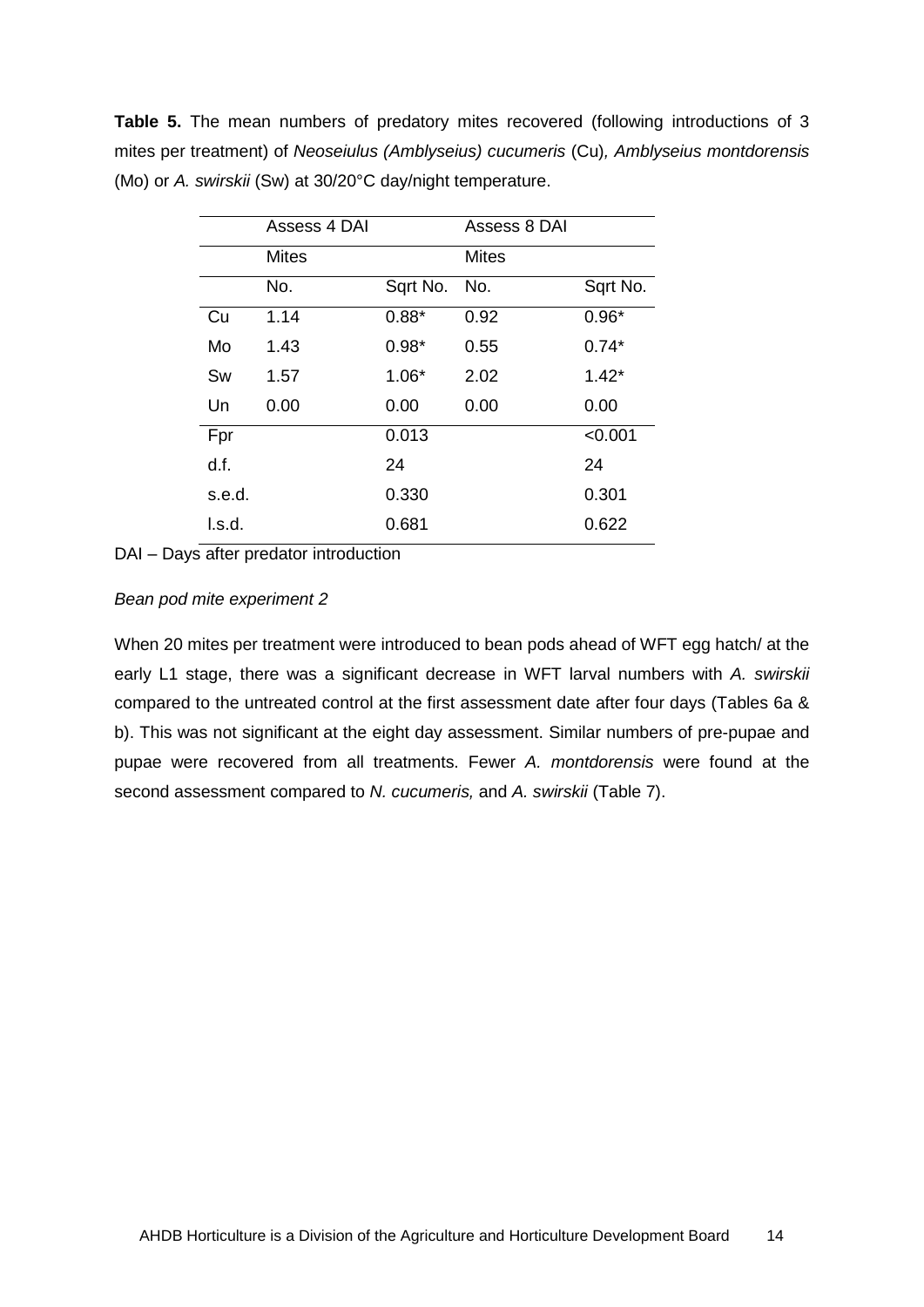**Table 5.** The mean numbers of predatory mites recovered (following introductions of 3 mites per treatment) of *Neoseiulus (Amblyseius) cucumeris* (Cu), *Amblyseius montdorensis* (Mo) or *A. swirskii* (Sw) at 30/20°C day/night temperature.

| | Assess 4 DAI | | Assess 8 DAI | |
|---|---|---|---|---|
| | Mites | | Mites | |
| | No. | Sqrt No. | No. | Sqrt No. |
| Cu | 1.14 | 0.88* | 0.92 | 0.96* |
| Mo | 1.43 | 0.98* | 0.55 | 0.74* |
| Sw | 1.57 | 1.06* | 2.02 | 1.42* |
| Un | 0.00 | 0.00 | 0.00 | 0.00 |
| Fpr | | 0.013 | | <0.001 |
| d.f. | | 24 | | 24 |
| s.e.d. | | 0.330 | | 0.301 |
| l.s.d. | | 0.681 | | 0.622 |

DAI – Days after predator introduction

*Bean pod mite experiment 2*

When 20 mites per treatment were introduced to bean pods ahead of WFT egg hatch/ at the early L1 stage, there was a significant decrease in WFT larval numbers with *A. swirskii* compared to the untreated control at the first assessment date after four days (Tables 6a & b). This was not significant at the eight day assessment. Similar numbers of pre-pupae and pupae were recovered from all treatments. Fewer *A. montdorensis* were found at the second assessment compared to *N. cucumeris,* and *A. swirskii* (Table 7).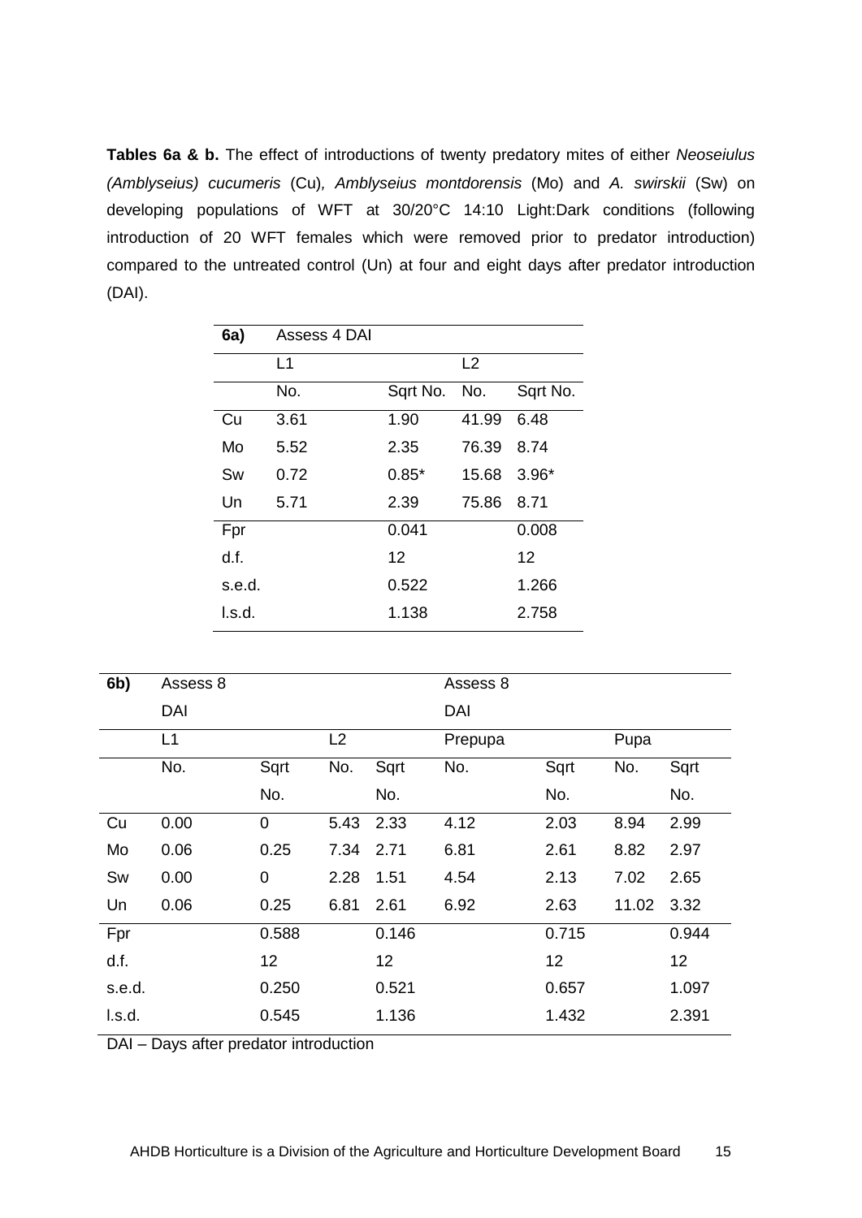**Tables 6a & b.** The effect of introductions of twenty predatory mites of either *Neoseiulus (Amblyseius) cucumeris* (Cu), *Amblyseius montdorensis* (Mo) and *A. swirskii* (Sw) on developing populations of WFT at 30/20°C 14:10 Light:Dark conditions (following introduction of 20 WFT females which were removed prior to predator introduction) compared to the untreated control (Un) at four and eight days after predator introduction (DAI).

| **6a)** | Assess 4 DAI | | | |
|---|---|---|---|---|
| | L1 | | L2 | |
| | No. | Sqrt No. | No. | Sqrt No. |
| Cu | 3.61 | 1.90 | 41.99 | 6.48 |
| Mo | 5.52 | 2.35 | 76.39 | 8.74 |
| Sw | 0.72 | 0.85* | 15.68 | 3.96* |
| Un | 5.71 | 2.39 | 75.86 | 8.71 |
| Fpr | | 0.041 | | 0.008 |
| d.f. | | 12 | | 12 |
| s.e.d. | | 0.522 | | 1.266 |
| l.s.d. | | 1.138 | | 2.758 |

| **6b)** | Assess 8 DAI | | | | Assess 8 DAI | | | |
|---|---|---|---|---|---|---|---|---|
| | L1 | | L2 | | Prepupa | | Pupa | |
| | No. | Sqrt No. | No. | Sqrt No. | No. | Sqrt No. | No. | Sqrt No. |
| Cu | 0.00 | 0 | 5.43 | 2.33 | 4.12 | 2.03 | 8.94 | 2.99 |
| Mo | 0.06 | 0.25 | 7.34 | 2.71 | 6.81 | 2.61 | 8.82 | 2.97 |
| Sw | 0.00 | 0 | 2.28 | 1.51 | 4.54 | 2.13 | 7.02 | 2.65 |
| Un | 0.06 | 0.25 | 6.81 | 2.61 | 6.92 | 2.63 | 11.02 | 3.32 |
| Fpr | | 0.588 | | 0.146 | | 0.715 | | 0.944 |
| d.f. | | 12 | | 12 | | 12 | | 12 |
| s.e.d. | | 0.250 | | 0.521 | | 0.657 | | 1.097 |
| l.s.d. | | 0.545 | | 1.136 | | 1.432 | | 2.391 |

DAI – Days after predator introduction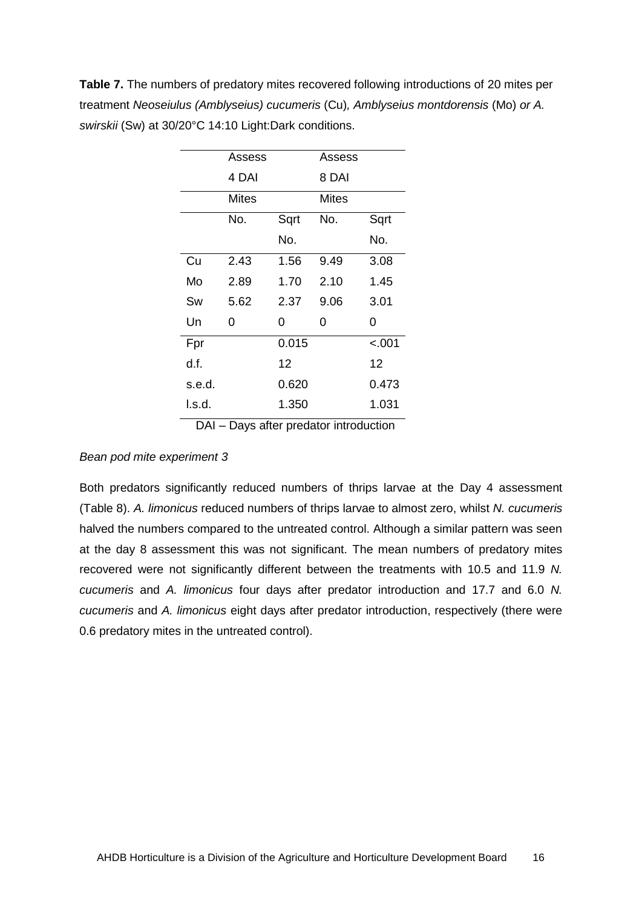**Table 7.** The numbers of predatory mites recovered following introductions of 20 mites per treatment *Neoseiulus (Amblyseius) cucumeris* (Cu)*, Amblyseius montdorensis* (Mo) *or A. swirskii* (Sw) at 30/20°C 14:10 Light:Dark conditions.

| | Assess 4 DAI | | Assess 8 DAI | |
|---|---|---|---|---|
| | Mites | | Mites | |
| | No. | Sqrt No. | No. | Sqrt No. |
| Cu | 2.43 | 1.56 | 9.49 | 3.08 |
| Mo | 2.89 | 1.70 | 2.10 | 1.45 |
| Sw | 5.62 | 2.37 | 9.06 | 3.01 |
| Un | 0 | 0 | 0 | 0 |
| Fpr | | 0.015 | | <.001 |
| d.f. | | 12 | | 12 |
| s.e.d. | | 0.620 | | 0.473 |
| l.s.d. | | 1.350 | | 1.031 |

DAI – Days after predator introduction

*Bean pod mite experiment 3*

Both predators significantly reduced numbers of thrips larvae at the Day 4 assessment (Table 8). *A. limonicus* reduced numbers of thrips larvae to almost zero, whilst *N. cucumeris* halved the numbers compared to the untreated control. Although a similar pattern was seen at the day 8 assessment this was not significant. The mean numbers of predatory mites recovered were not significantly different between the treatments with 10.5 and 11.9 *N. cucumeris* and *A. limonicus* four days after predator introduction and 17.7 and 6.0 *N. cucumeris* and *A. limonicus* eight days after predator introduction, respectively (there were 0.6 predatory mites in the untreated control).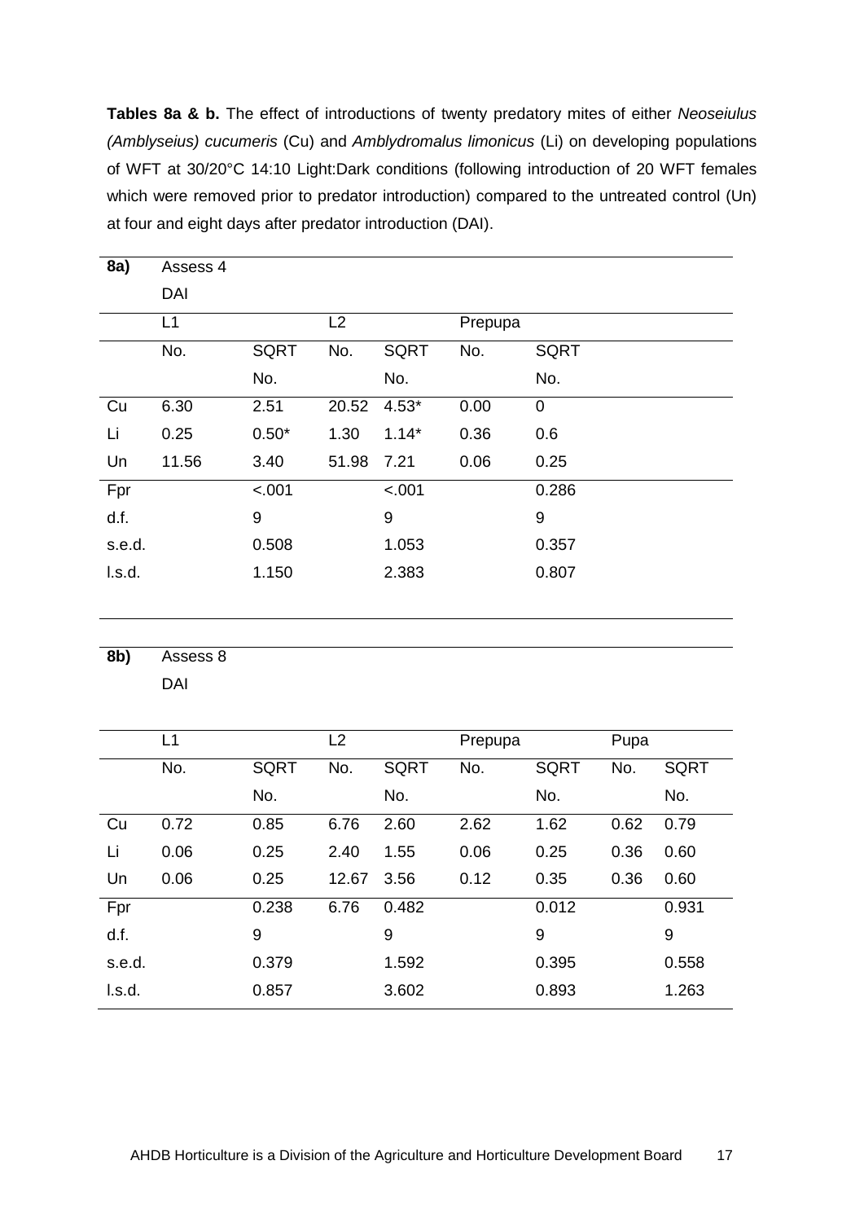**Tables 8a & b.** The effect of introductions of twenty predatory mites of either *Neoseiulus (Amblyseius) cucumeris* (Cu) and *Amblydromalus limonicus* (Li) on developing populations of WFT at 30/20°C 14:10 Light:Dark conditions (following introduction of 20 WFT females which were removed prior to predator introduction) compared to the untreated control (Un) at four and eight days after predator introduction (DAI).

| **8a)** | Assess 4 DAI | | | | | |
|---|---|---|---|---|---|---|
| | L1 | | L2 | | Prepupa | |
| | No. | SQRT No. | No. | SQRT No. | No. | SQRT No. |
| Cu | 6.30 | 2.51 | 20.52 | 4.53* | 0.00 | 0 |
| Li | 0.25 | 0.50* | 1.30 | 1.14* | 0.36 | 0.6 |
| Un | 11.56 | 3.40 | 51.98 | 7.21 | 0.06 | 0.25 |
| Fpr | | <.001 | | <.001 | | 0.286 |
| d.f. | | 9 | | 9 | | 9 |
| s.e.d. | | 0.508 | | 1.053 | | 0.357 |
| l.s.d. | | 1.150 | | 2.383 | | 0.807 |

| **8b)** | Assess 8 DAI | | | | | | | |
|---|---|---|---|---|---|---|---|---|
| | L1 | | L2 | | Prepupa | | Pupa | |
| | No. | SQRT No. | No. | SQRT No. | No. | SQRT No. | No. | SQRT No. |
| Cu | 0.72 | 0.85 | 6.76 | 2.60 | 2.62 | 1.62 | 0.62 | 0.79 |
| Li | 0.06 | 0.25 | 2.40 | 1.55 | 0.06 | 0.25 | 0.36 | 0.60 |
| Un | 0.06 | 0.25 | 12.67 | 3.56 | 0.12 | 0.35 | 0.36 | 0.60 |
| Fpr | | 0.238 | 6.76 | 0.482 | | 0.012 | | 0.931 |
| d.f. | | 9 | | 9 | | 9 | | 9 |
| s.e.d. | | 0.379 | | 1.592 | | 0.395 | | 0.558 |
| l.s.d. | | 0.857 | | 3.602 | | 0.893 | | 1.263 |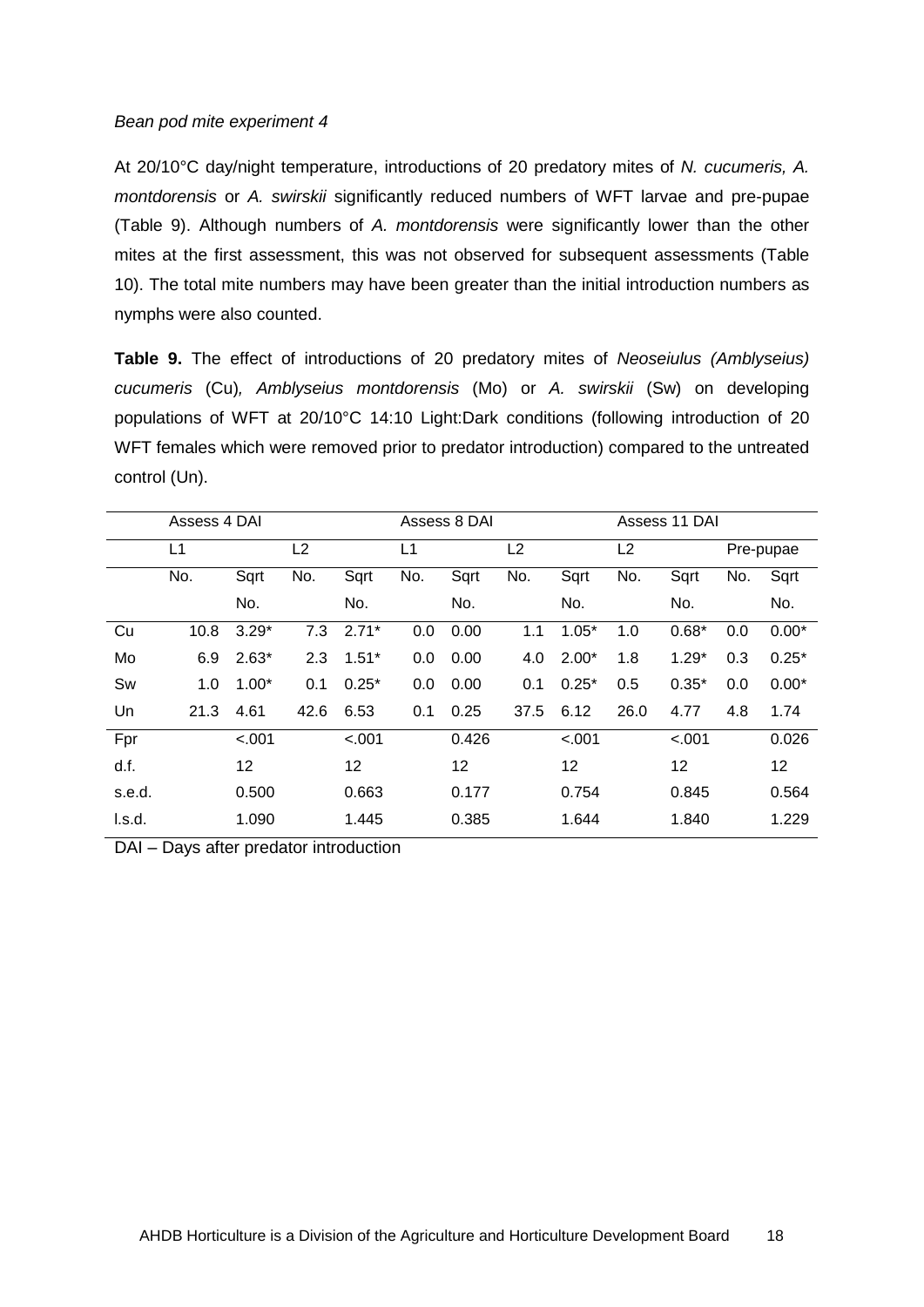*Bean pod mite experiment 4*

At 20/10°C day/night temperature, introductions of 20 predatory mites of *N. cucumeris, A. montdorensis* or *A. swirskii* significantly reduced numbers of WFT larvae and pre-pupae (Table 9). Although numbers of *A. montdorensis* were significantly lower than the other mites at the first assessment, this was not observed for subsequent assessments (Table 10). The total mite numbers may have been greater than the initial introduction numbers as nymphs were also counted.

**Table 9.** The effect of introductions of 20 predatory mites of *Neoseiulus (Amblyseius) cucumeris* (Cu)*, Amblyseius montdorensis* (Mo) or *A. swirskii* (Sw) on developing populations of WFT at 20/10°C 14:10 Light:Dark conditions (following introduction of 20 WFT females which were removed prior to predator introduction) compared to the untreated control (Un).

| | Assess 4 DAI | | | | Assess 8 DAI | | | | Assess 11 DAI | | | |
|---|---|---|---|---|---|---|---|---|---|---|---|---|
| | L1 | | L2 | | L1 | | L2 | | L2 | | Pre-pupae | |
| | No. | Sqrt No. | No. | Sqrt No. | No. | Sqrt No. | No. | Sqrt No. | No. | Sqrt No. | No. | Sqrt No. |
| Cu | 10.8 | 3.29* | 7.3 | 2.71* | 0.0 | 0.00 | 1.1 | 1.05* | 1.0 | 0.68* | 0.0 | 0.00* |
| Mo | 6.9 | 2.63* | 2.3 | 1.51* | 0.0 | 0.00 | 4.0 | 2.00* | 1.8 | 1.29* | 0.3 | 0.25* |
| Sw | 1.0 | 1.00* | 0.1 | 0.25* | 0.0 | 0.00 | 0.1 | 0.25* | 0.5 | 0.35* | 0.0 | 0.00* |
| Un | 21.3 | 4.61 | 42.6 | 6.53 | 0.1 | 0.25 | 37.5 | 6.12 | 26.0 | 4.77 | 4.8 | 1.74 |
| Fpr | | <.001 | | <.001 | | 0.426 | | <.001 | | <.001 | | 0.026 |
| d.f. | | 12 | | 12 | | 12 | | 12 | | 12 | | 12 |
| s.e.d. | | 0.500 | | 0.663 | | 0.177 | | 0.754 | | 0.845 | | 0.564 |
| l.s.d. | | 1.090 | | 1.445 | | 0.385 | | 1.644 | | 1.840 | | 1.229 |

DAI – Days after predator introduction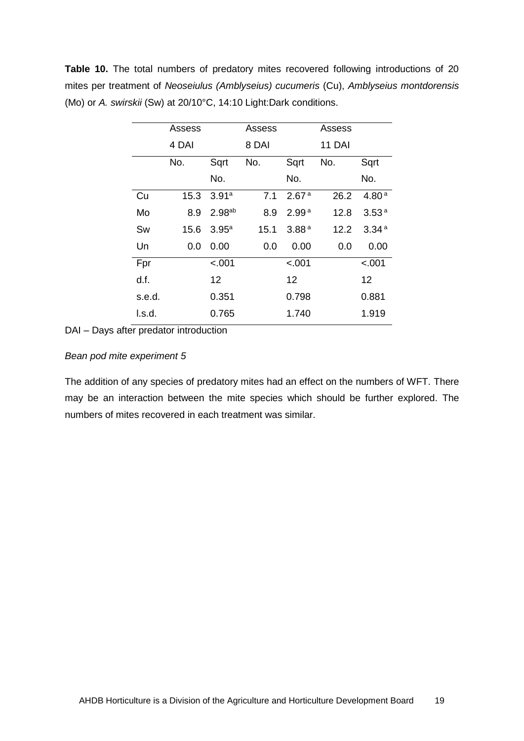**Table 10.** The total numbers of predatory mites recovered following introductions of 20 mites per treatment of *Neoseiulus (Amblyseius) cucumeris* (Cu), *Amblyseius montdorensis* (Mo) or *A. swirskii* (Sw) at 20/10°C, 14:10 Light:Dark conditions.

| | Assess 4 DAI | | Assess 8 DAI | | Assess 11 DAI | |
|---|---|---|---|---|---|---|
| | No. | Sqrt No. | No. | Sqrt No. | No. | Sqrt No. |
| Cu | 15.3 | 3.91[a] | 7.1 | 2.67[a] | 26.2 | 4.80[a] |
| Mo | 8.9 | 2.98[ab] | 8.9 | 2.99[a] | 12.8 | 3.53[a] |
| Sw | 15.6 | 3.95[a] | 15.1 | 3.88[a] | 12.2 | 3.34[a] |
| Un | 0.0 | 0.00 | 0.0 | 0.00 | 0.0 | 0.00 |
| Fpr | | <.001 | | <.001 | | <.001 |
| d.f. | | 12 | | 12 | | 12 |
| s.e.d. | | 0.351 | | 0.798 | | 0.881 |
| l.s.d. | | 0.765 | | 1.740 | | 1.919 |

DAI – Days after predator introduction

*Bean pod mite experiment 5*

The addition of any species of predatory mites had an effect on the numbers of WFT. There may be an interaction between the mite species which should be further explored. The numbers of mites recovered in each treatment was similar.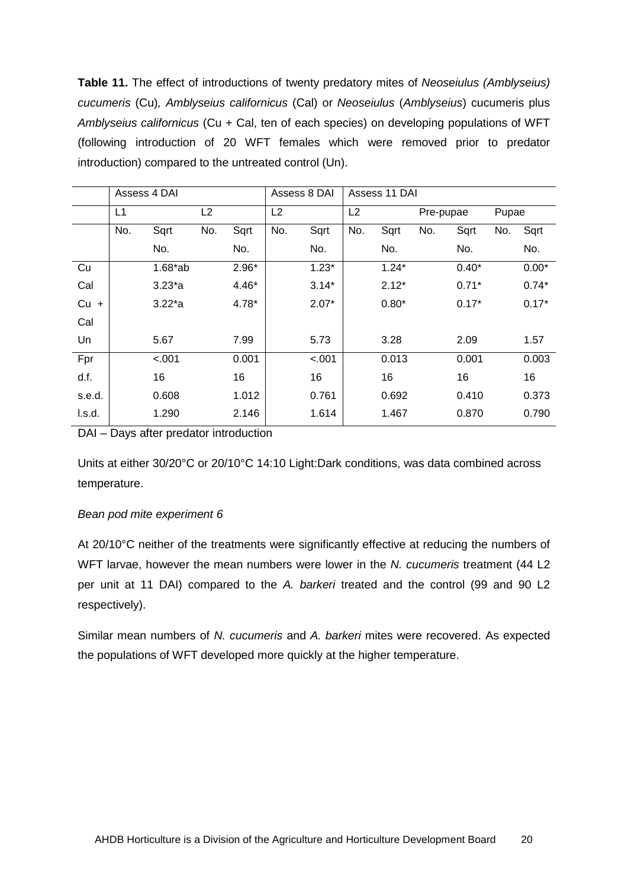**Table 11.** The effect of introductions of twenty predatory mites of *Neoseiulus (Amblyseius) cucumeris* (Cu)*, Amblyseius californicus* (Cal) or *Neoseiulus* (*Amblyseius*) cucumeris plus *Amblyseius californicus* (Cu + Cal, ten of each species) on developing populations of WFT (following introduction of 20 WFT females which were removed prior to predator introduction) compared to the untreated control (Un).

| | Assess 4 DAI | | | | Assess 8 DAI | | Assess 11 DAI | | | | | |
|---|---|---|---|---|---|---|---|---|---|---|---|---|
| | L1 | | L2 | | L2 | | L2 | | Pre-pupae | | Pupae | |
| | No. | Sqrt No. | No. | Sqrt No. | No. | Sqrt No. | No. | Sqrt No. | No. | Sqrt No. | No. | Sqrt No. |
| Cu | | 1.68*ab | | 2.96* | | 1.23* | | 1.24* | | 0.40* | | 0.00* |
| Cal | | 3.23*a | | 4.46* | | 3.14* | | 2.12* | | 0.71* | | 0.74* |
| Cu + Cal | | 3.22*a | | 4.78* | | 2.07* | | 0.80* | | 0.17* | | 0.17* |
| Un | | 5.67 | | 7.99 | | 5.73 | | 3.28 | | 2.09 | | 1.57 |
| Fpr | | <.001 | | 0.001 | | <.001 | | 0.013 | | 0.001 | | 0.003 |
| d.f. | | 16 | | 16 | | 16 | | 16 | | 16 | | 16 |
| s.e.d. | | 0.608 | | 1.012 | | 0.761 | | 0.692 | | 0.410 | | 0.373 |
| l.s.d. | | 1.290 | | 2.146 | | 1.614 | | 1.467 | | 0.870 | | 0.790 |

DAI – Days after predator introduction

Units at either 30/20°C or 20/10°C 14:10 Light:Dark conditions, was data combined across temperature.

*Bean pod mite experiment 6*

At 20/10°C neither of the treatments were significantly effective at reducing the numbers of WFT larvae, however the mean numbers were lower in the *N. cucumeris* treatment (44 L2 per unit at 11 DAI) compared to the *A. barkeri* treated and the control (99 and 90 L2 respectively).

Similar mean numbers of *N. cucumeris* and *A. barkeri* mites were recovered. As expected the populations of WFT developed more quickly at the higher temperature.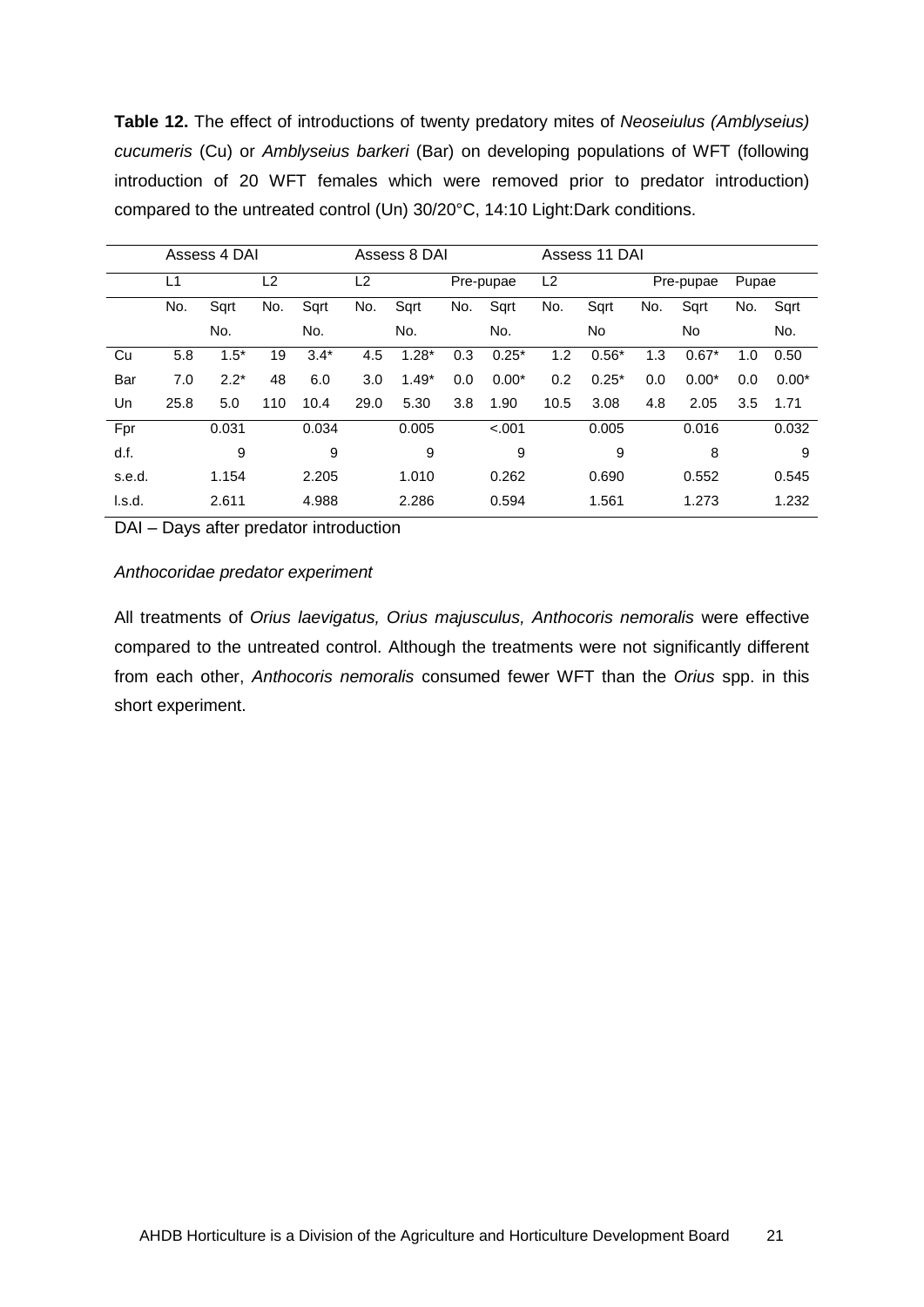**Table 12.** The effect of introductions of twenty predatory mites of *Neoseiulus (Amblyseius) cucumeris* (Cu) or *Amblyseius barkeri* (Bar) on developing populations of WFT (following introduction of 20 WFT females which were removed prior to predator introduction) compared to the untreated control (Un) 30/20°C, 14:10 Light:Dark conditions.

| | Assess 4 DAI | | | | Assess 8 DAI | | | | Assess 11 DAI | | | | | |
|---|---|---|---|---|---|---|---|---|---|---|---|---|---|---|
| | L1 | | L2 | | L2 | | Pre-pupae | | L2 | | Pre-pupae | | Pupae | |
| | No. | Sqrt No. | No. | Sqrt No. | No. | Sqrt No. | No. | Sqrt No. | No. | Sqrt No | No. | Sqrt No | No. | Sqrt No. |
| Cu | 5.8 | 1.5* | 19 | 3.4* | 4.5 | 1.28* | 0.3 | 0.25* | 1.2 | 0.56* | 1.3 | 0.67* | 1.0 | 0.50 |
| Bar | 7.0 | 2.2* | 48 | 6.0 | 3.0 | 1.49* | 0.0 | 0.00* | 0.2 | 0.25* | 0.0 | 0.00* | 0.0 | 0.00* |
| Un | 25.8 | 5.0 | 110 | 10.4 | 29.0 | 5.30 | 3.8 | 1.90 | 10.5 | 3.08 | 4.8 | 2.05 | 3.5 | 1.71 |
| Fpr | | 0.031 | | 0.034 | | 0.005 | | <.001 | | 0.005 | | 0.016 | | 0.032 |
| d.f. | | 9 | | 9 | | 9 | | 9 | | 9 | | 8 | | 9 |
| s.e.d. | | 1.154 | | 2.205 | | 1.010 | | 0.262 | | 0.690 | | 0.552 | | 0.545 |
| l.s.d. | | 2.611 | | 4.988 | | 2.286 | | 0.594 | | 1.561 | | 1.273 | | 1.232 |

DAI – Days after predator introduction

*Anthocoridae predator experiment*

All treatments of *Orius laevigatus, Orius majusculus, Anthocoris nemoralis* were effective compared to the untreated control. Although the treatments were not significantly different from each other, *Anthocoris nemoralis* consumed fewer WFT than the *Orius* spp. in this short experiment.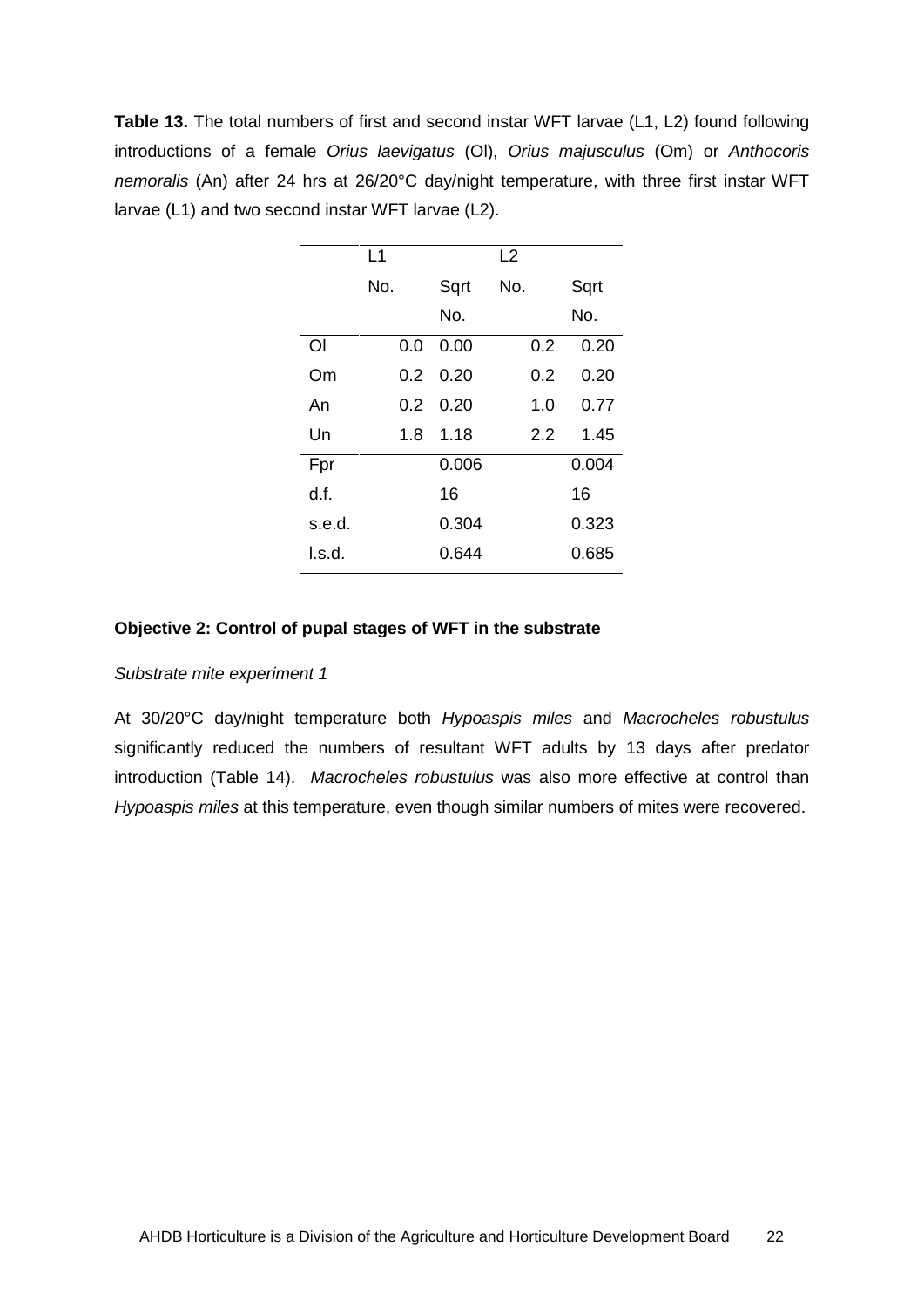**Table 13.** The total numbers of first and second instar WFT larvae (L1, L2) found following introductions of a female *Orius laevigatus* (Ol), *Orius majusculus* (Om) or *Anthocoris nemoralis* (An) after 24 hrs at 26/20°C day/night temperature, with three first instar WFT larvae (L1) and two second instar WFT larvae (L2).

| | L1 | | L2 | |
|---|---|---|---|---|
| | No. | Sqrt No. | No. | Sqrt No. |
| Ol | 0.0 | 0.00 | 0.2 | 0.20 |
| Om | 0.2 | 0.20 | 0.2 | 0.20 |
| An | 0.2 | 0.20 | 1.0 | 0.77 |
| Un | 1.8 | 1.18 | 2.2 | 1.45 |
| Fpr | | 0.006 | | 0.004 |
| d.f. | | 16 | | 16 |
| s.e.d. | | 0.304 | | 0.323 |
| l.s.d. | | 0.644 | | 0.685 |

**Objective 2: Control of pupal stages of WFT in the substrate**

*Substrate mite experiment 1*

At 30/20°C day/night temperature both *Hypoaspis miles* and *Macrocheles robustulus* significantly reduced the numbers of resultant WFT adults by 13 days after predator introduction (Table 14). *Macrocheles robustulus* was also more effective at control than *Hypoaspis miles* at this temperature, even though similar numbers of mites were recovered.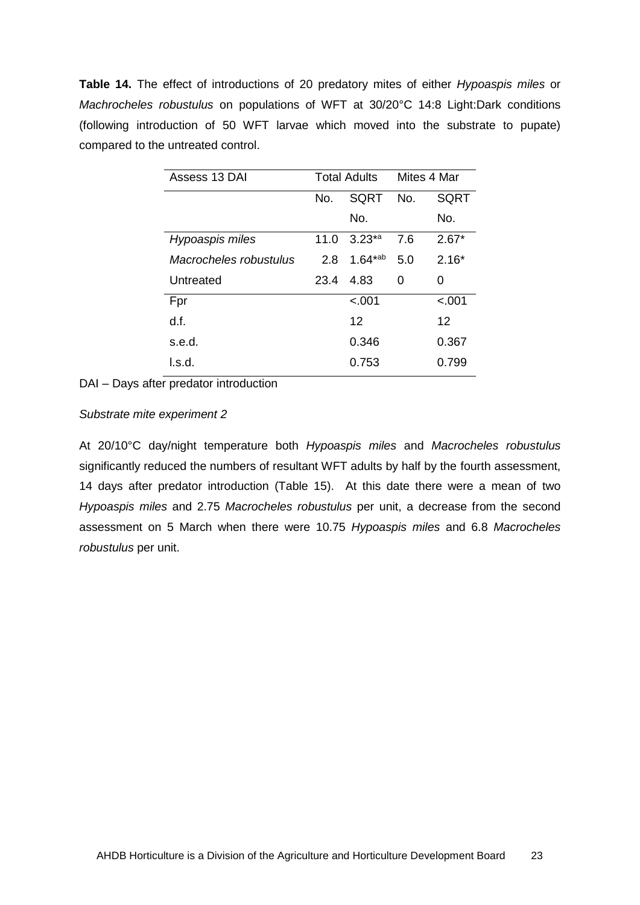**Table 14.** The effect of introductions of 20 predatory mites of either *Hypoaspis miles* or *Machrocheles robustulus* on populations of WFT at 30/20°C 14:8 Light:Dark conditions (following introduction of 50 WFT larvae which moved into the substrate to pupate) compared to the untreated control.

| Assess 13 DAI | Total Adults | | Mites 4 Mar | |
|---|---|---|---|---|
| | No. | SQRT No. | No. | SQRT No. |
| *Hypoaspis miles* | 11.0 | 3.23*[a] | 7.6 | 2.67* |
| *Macrocheles robustulus* | 2.8 | 1.64*[ab] | 5.0 | 2.16* |
| Untreated | 23.4 | 4.83 | 0 | 0 |
| Fpr | | <.001 | | <.001 |
| d.f. | | 12 | | 12 |
| s.e.d. | | 0.346 | | 0.367 |
| l.s.d. | | 0.753 | | 0.799 |

DAI – Days after predator introduction

*Substrate mite experiment 2*

At 20/10°C day/night temperature both *Hypoaspis miles* and *Macrocheles robustulus* significantly reduced the numbers of resultant WFT adults by half by the fourth assessment, 14 days after predator introduction (Table 15). At this date there were a mean of two *Hypoaspis miles* and 2.75 *Macrocheles robustulus* per unit, a decrease from the second assessment on 5 March when there were 10.75 *Hypoaspis miles* and 6.8 *Macrocheles robustulus* per unit.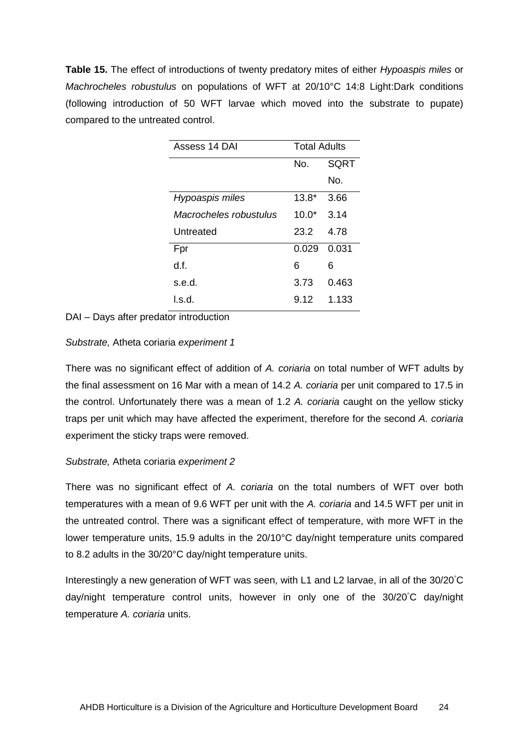**Table 15.** The effect of introductions of twenty predatory mites of either *Hypoaspis miles* or *Machrocheles robustulus* on populations of WFT at 20/10°C 14:8 Light:Dark conditions (following introduction of 50 WFT larvae which moved into the substrate to pupate) compared to the untreated control.

| Assess 14 DAI | Total Adults | |
|---|---|---|
| | No. | SQRT No. |
| *Hypoaspis miles* | 13.8* | 3.66 |
| *Macrocheles robustulus* | 10.0* | 3.14 |
| Untreated | 23.2 | 4.78 |
| Fpr | 0.029 | 0.031 |
| d.f. | 6 | 6 |
| s.e.d. | 3.73 | 0.463 |
| l.s.d. | 9.12 | 1.133 |

DAI – Days after predator introduction

*Substrate,* Atheta coriaria *experiment 1*

There was no significant effect of addition of *A. coriaria* on total number of WFT adults by the final assessment on 16 Mar with a mean of 14.2 *A. coriaria* per unit compared to 17.5 in the control. Unfortunately there was a mean of 1.2 *A. coriaria* caught on the yellow sticky traps per unit which may have affected the experiment, therefore for the second *A. coriaria* experiment the sticky traps were removed.

*Substrate,* Atheta coriaria *experiment 2*

There was no significant effect of *A. coriaria* on the total numbers of WFT over both temperatures with a mean of 9.6 WFT per unit with the *A. coriaria* and 14.5 WFT per unit in the untreated control. There was a significant effect of temperature, with more WFT in the lower temperature units, 15.9 adults in the 20/10°C day/night temperature units compared to 8.2 adults in the 30/20°C day/night temperature units.

Interestingly a new generation of WFT was seen, with L1 and L2 larvae, in all of the 30/20˚C day/night temperature control units, however in only one of the 30/20˚C day/night temperature *A. coriaria* units.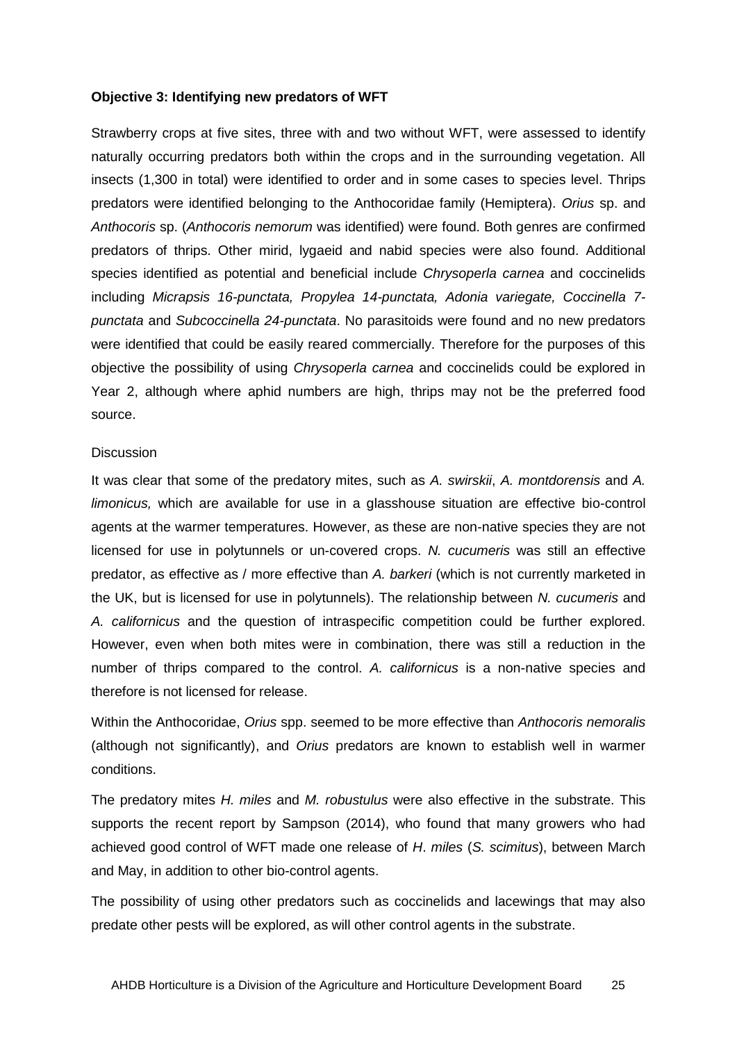**Objective 3: Identifying new predators of WFT**

Strawberry crops at five sites, three with and two without WFT, were assessed to identify naturally occurring predators both within the crops and in the surrounding vegetation. All insects (1,300 in total) were identified to order and in some cases to species level. Thrips predators were identified belonging to the Anthocoridae family (Hemiptera). *Orius* sp. and *Anthocoris* sp. (*Anthocoris nemorum* was identified) were found. Both genres are confirmed predators of thrips. Other mirid, lygaeid and nabid species were also found. Additional species identified as potential and beneficial include *Chrysoperla carnea* and coccinelids including *Micrapsis 16-punctata, Propylea 14-punctata, Adonia variegate, Coccinella 7-punctata* and *Subcoccinella 24-punctata*. No parasitoids were found and no new predators were identified that could be easily reared commercially. Therefore for the purposes of this objective the possibility of using *Chrysoperla carnea* and coccinelids could be explored in Year 2, although where aphid numbers are high, thrips may not be the preferred food source.

Discussion

It was clear that some of the predatory mites, such as *A. swirskii*, *A. montdorensis* and *A. limonicus,* which are available for use in a glasshouse situation are effective bio-control agents at the warmer temperatures. However, as these are non-native species they are not licensed for use in polytunnels or un-covered crops. *N. cucumeris* was still an effective predator, as effective as / more effective than *A. barkeri* (which is not currently marketed in the UK, but is licensed for use in polytunnels). The relationship between *N. cucumeris* and *A. californicus* and the question of intraspecific competition could be further explored. However, even when both mites were in combination, there was still a reduction in the number of thrips compared to the control. *A. californicus* is a non-native species and therefore is not licensed for release.

Within the Anthocoridae, *Orius* spp. seemed to be more effective than *Anthocoris nemoralis* (although not significantly), and *Orius* predators are known to establish well in warmer conditions.

The predatory mites *H. miles* and *M. robustulus* were also effective in the substrate. This supports the recent report by Sampson (2014), who found that many growers who had achieved good control of WFT made one release of *H*. *miles* (*S. scimitus*), between March and May, in addition to other bio-control agents.

The possibility of using other predators such as coccinelids and lacewings that may also predate other pests will be explored, as will other control agents in the substrate.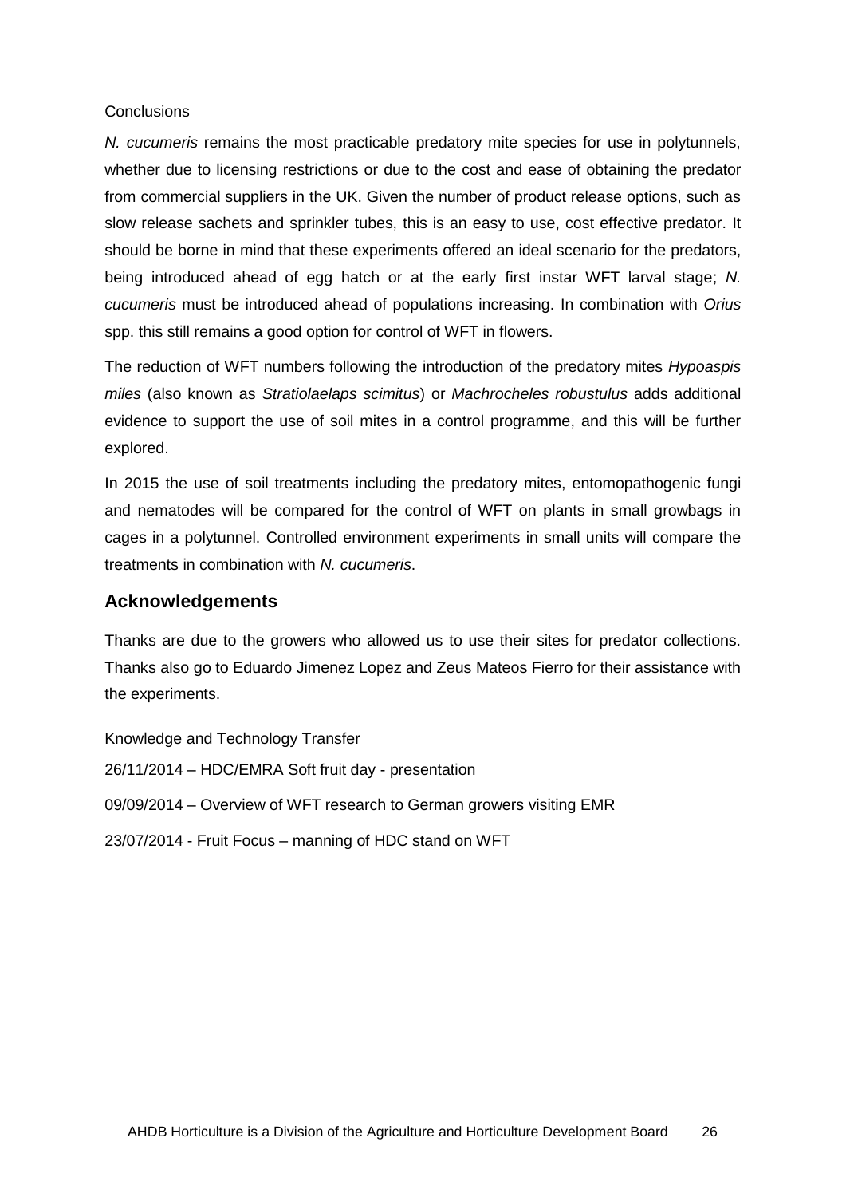Conclusions

*N. cucumeris* remains the most practicable predatory mite species for use in polytunnels, whether due to licensing restrictions or due to the cost and ease of obtaining the predator from commercial suppliers in the UK. Given the number of product release options, such as slow release sachets and sprinkler tubes, this is an easy to use, cost effective predator. It should be borne in mind that these experiments offered an ideal scenario for the predators, being introduced ahead of egg hatch or at the early first instar WFT larval stage; *N. cucumeris* must be introduced ahead of populations increasing. In combination with *Orius* spp. this still remains a good option for control of WFT in flowers.

The reduction of WFT numbers following the introduction of the predatory mites *Hypoaspis miles* (also known as *Stratiolaelaps scimitus*) or *Machrocheles robustulus* adds additional evidence to support the use of soil mites in a control programme, and this will be further explored.

In 2015 the use of soil treatments including the predatory mites, entomopathogenic fungi and nematodes will be compared for the control of WFT on plants in small growbags in cages in a polytunnel. Controlled environment experiments in small units will compare the treatments in combination with *N. cucumeris*.

## Acknowledgements

Thanks are due to the growers who allowed us to use their sites for predator collections. Thanks also go to Eduardo Jimenez Lopez and Zeus Mateos Fierro for their assistance with the experiments.

Knowledge and Technology Transfer

26/11/2014 – HDC/EMRA Soft fruit day - presentation

09/09/2014 – Overview of WFT research to German growers visiting EMR

23/07/2014 - Fruit Focus – manning of HDC stand on WFT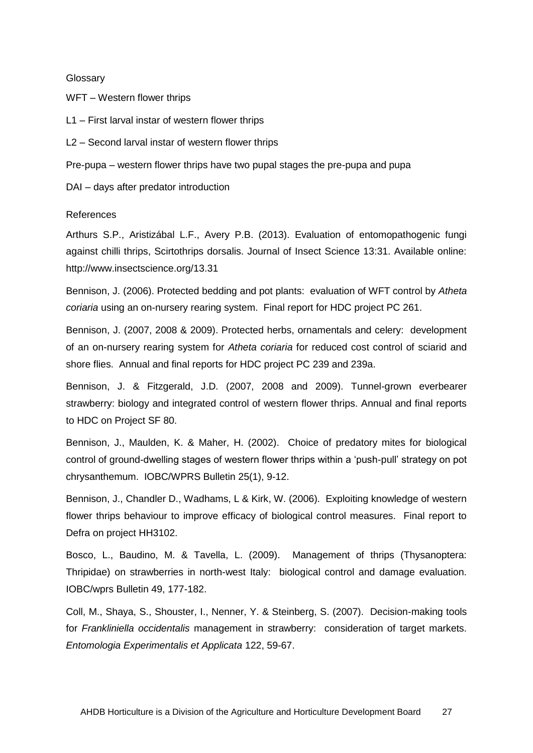Glossary

WFT – Western flower thrips

L1 – First larval instar of western flower thrips

L2 – Second larval instar of western flower thrips

Pre-pupa – western flower thrips have two pupal stages the pre-pupa and pupa

DAI – days after predator introduction

References

Arthurs S.P., Aristizábal L.F., Avery P.B. (2013). Evaluation of entomopathogenic fungi against chilli thrips, Scirtothrips dorsalis. Journal of Insect Science 13:31. Available online: http://www.insectscience.org/13.31

Bennison, J. (2006). Protected bedding and pot plants: evaluation of WFT control by *Atheta coriaria* using an on-nursery rearing system. Final report for HDC project PC 261.

Bennison, J. (2007, 2008 & 2009). Protected herbs, ornamentals and celery: development of an on-nursery rearing system for *Atheta coriaria* for reduced cost control of sciarid and shore flies. Annual and final reports for HDC project PC 239 and 239a.

Bennison, J. & Fitzgerald, J.D. (2007, 2008 and 2009). Tunnel-grown everbearer strawberry: biology and integrated control of western flower thrips. Annual and final reports to HDC on Project SF 80.

Bennison, J., Maulden, K. & Maher, H. (2002). Choice of predatory mites for biological control of ground-dwelling stages of western flower thrips within a 'push-pull' strategy on pot chrysanthemum. IOBC/WPRS Bulletin 25(1), 9-12.

Bennison, J., Chandler D., Wadhams, L & Kirk, W. (2006). Exploiting knowledge of western flower thrips behaviour to improve efficacy of biological control measures. Final report to Defra on project HH3102.

Bosco, L., Baudino, M. & Tavella, L. (2009). Management of thrips (Thysanoptera: Thripidae) on strawberries in north-west Italy: biological control and damage evaluation. IOBC/wprs Bulletin 49, 177-182.

Coll, M., Shaya, S., Shouster, I., Nenner, Y. & Steinberg, S. (2007). Decision-making tools for *Frankliniella occidentalis* management in strawberry: consideration of target markets. *Entomologia Experimentalis et Applicata* 122, 59-67.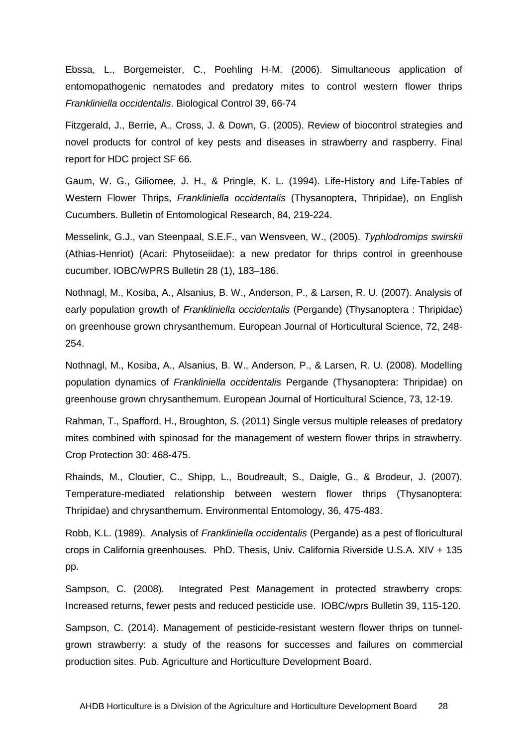Ebssa, L., Borgemeister, C., Poehling H-M. (2006). Simultaneous application of entomopathogenic nematodes and predatory mites to control western flower thrips *Frankliniella occidentalis*. Biological Control 39, 66-74

Fitzgerald, J., Berrie, A., Cross, J. & Down, G. (2005). Review of biocontrol strategies and novel products for control of key pests and diseases in strawberry and raspberry. Final report for HDC project SF 66.

Gaum, W. G., Giliomee, J. H., & Pringle, K. L. (1994). Life-History and Life-Tables of Western Flower Thrips, *Frankliniella occidentalis* (Thysanoptera, Thripidae), on English Cucumbers. Bulletin of Entomological Research, 84, 219-224.

Messelink, G.J., van Steenpaal, S.E.F., van Wensveen, W., (2005). *Typhlodromips swirskii* (Athias-Henriot) (Acari: Phytoseiidae): a new predator for thrips control in greenhouse cucumber. IOBC/WPRS Bulletin 28 (1), 183–186.

Nothnagl, M., Kosiba, A., Alsanius, B. W., Anderson, P., & Larsen, R. U. (2007). Analysis of early population growth of *Frankliniella occidentalis* (Pergande) (Thysanoptera : Thripidae) on greenhouse grown chrysanthemum. European Journal of Horticultural Science, 72, 248-254.

Nothnagl, M., Kosiba, A., Alsanius, B. W., Anderson, P., & Larsen, R. U. (2008). Modelling population dynamics of *Frankliniella occidentalis* Pergande (Thysanoptera: Thripidae) on greenhouse grown chrysanthemum. European Journal of Horticultural Science, 73, 12-19.

Rahman, T., Spafford, H., Broughton, S. (2011) Single versus multiple releases of predatory mites combined with spinosad for the management of western flower thrips in strawberry. Crop Protection 30: 468-475.

Rhainds, M., Cloutier, C., Shipp, L., Boudreault, S., Daigle, G., & Brodeur, J. (2007). Temperature-mediated relationship between western flower thrips (Thysanoptera: Thripidae) and chrysanthemum. Environmental Entomology, 36, 475-483.

Robb, K.L. (1989). Analysis of *Frankliniella occidentalis* (Pergande) as a pest of floricultural crops in California greenhouses. PhD. Thesis, Univ. California Riverside U.S.A. XIV + 135 pp.

Sampson, C. (2008). Integrated Pest Management in protected strawberry crops: Increased returns, fewer pests and reduced pesticide use. IOBC/wprs Bulletin 39, 115-120.

Sampson, C. (2014). Management of pesticide-resistant western flower thrips on tunnel-grown strawberry: a study of the reasons for successes and failures on commercial production sites. Pub. Agriculture and Horticulture Development Board.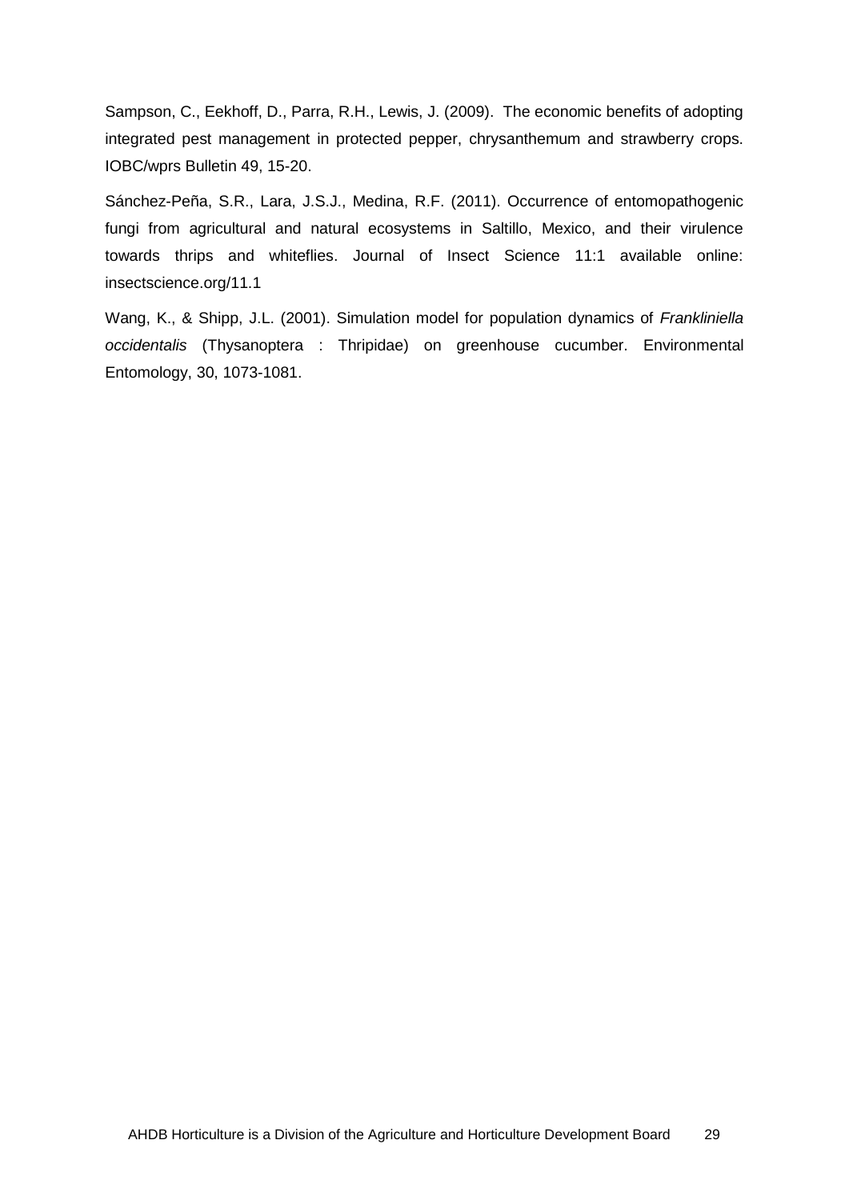Sampson, C., Eekhoff, D., Parra, R.H., Lewis, J. (2009). The economic benefits of adopting integrated pest management in protected pepper, chrysanthemum and strawberry crops. IOBC/wprs Bulletin 49, 15-20.

Sánchez-Peña, S.R., Lara, J.S.J., Medina, R.F. (2011). Occurrence of entomopathogenic fungi from agricultural and natural ecosystems in Saltillo, Mexico, and their virulence towards thrips and whiteflies. Journal of Insect Science 11:1 available online: insectscience.org/11.1

Wang, K., & Shipp, J.L. (2001). Simulation model for population dynamics of *Frankliniella occidentalis* (Thysanoptera : Thripidae) on greenhouse cucumber. Environmental Entomology, 30, 1073-1081.